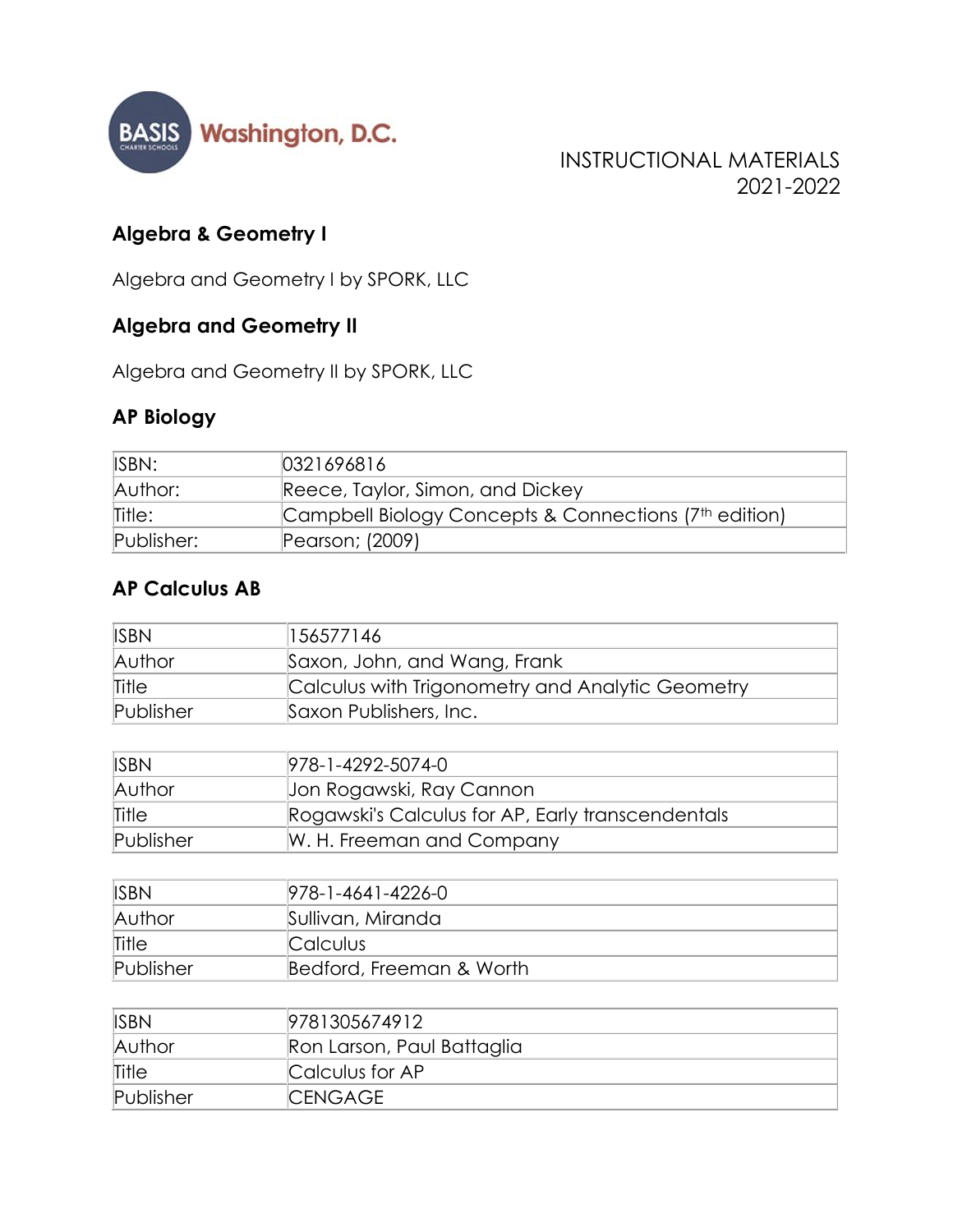BASIS Washington, D.C.

INSTRUCTIONAL MATERIALS
2021-2022

## Algebra & Geometry I

Algebra and Geometry I by SPORK, LLC

## Algebra and Geometry II

Algebra and Geometry II by SPORK, LLC

## AP Biology

| ISBN: | 0321696816 |
|---|---|
| Author: | Reece, Taylor, Simon, and Dickey |
| Title: | Campbell Biology Concepts & Connections (7th edition) |
| Publisher: | Pearson; (2009) |

## AP Calculus AB

| ISBN | 156577146 |
|---|---|
| Author | Saxon, John, and Wang, Frank |
| Title | Calculus with Trigonometry and Analytic Geometry |
| Publisher | Saxon Publishers, Inc. |

| ISBN | 978-1-4292-5074-0 |
|---|---|
| Author | Jon Rogawski, Ray Cannon |
| Title | Rogawski's Calculus for AP, Early transcendentals |
| Publisher | W. H. Freeman and Company |

| ISBN | 978-1-4641-4226-0 |
|---|---|
| Author | Sullivan, Miranda |
| Title | Calculus |
| Publisher | Bedford, Freeman & Worth |

| ISBN | 9781305674912 |
|---|---|
| Author | Ron Larson, Paul Battaglia |
| Title | Calculus for AP |
| Publisher | CENGAGE |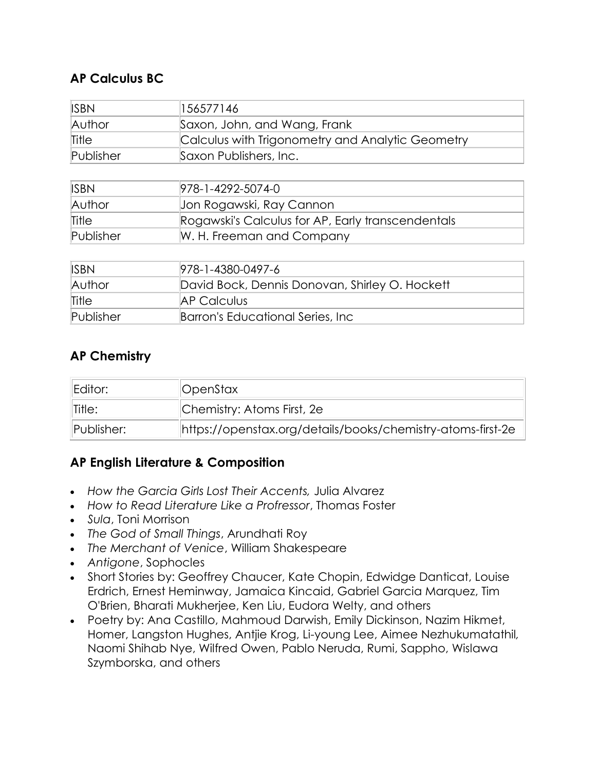## AP Calculus BC

| ISBN | 156577146 |
|---|---|
| Author | Saxon, John, and Wang, Frank |
| Title | Calculus with Trigonometry and Analytic Geometry |
| Publisher | Saxon Publishers, Inc. |

| ISBN | 978-1-4292-5074-0 |
|---|---|
| Author | Jon Rogawski, Ray Cannon |
| Title | Rogawski's Calculus for AP, Early transcendentals |
| Publisher | W. H. Freeman and Company |

| ISBN | 978-1-4380-0497-6 |
|---|---|
| Author | David Bock, Dennis Donovan, Shirley O. Hockett |
| Title | AP Calculus |
| Publisher | Barron's Educational Series, Inc |

## AP Chemistry

| Editor: | OpenStax |
|---|---|
| Title: | Chemistry: Atoms First, 2e |
| Publisher: | https://openstax.org/details/books/chemistry-atoms-first-2e |

## AP English Literature & Composition

- *How the Garcia Girls Lost Their Accents,* Julia Alvarez
- *How to Read Literature Like a Profressor*, Thomas Foster
- *Sula*, Toni Morrison
- *The God of Small Things*, Arundhati Roy
- *The Merchant of Venice*, William Shakespeare
- *Antigone*, Sophocles
- Short Stories by: Geoffrey Chaucer, Kate Chopin, Edwidge Danticat, Louise Erdrich, Ernest Heminway, Jamaica Kincaid, Gabriel Garcia Marquez, Tim O'Brien, Bharati Mukherjee, Ken Liu, Eudora Welty, and others
- Poetry by: Ana Castillo, Mahmoud Darwish, Emily Dickinson, Nazim Hikmet, Homer, Langston Hughes, Antjie Krog, Li-young Lee, Aimee Nezhukumatathil, Naomi Shihab Nye, Wilfred Owen, Pablo Neruda, Rumi, Sappho, Wislawa Szymborska, and others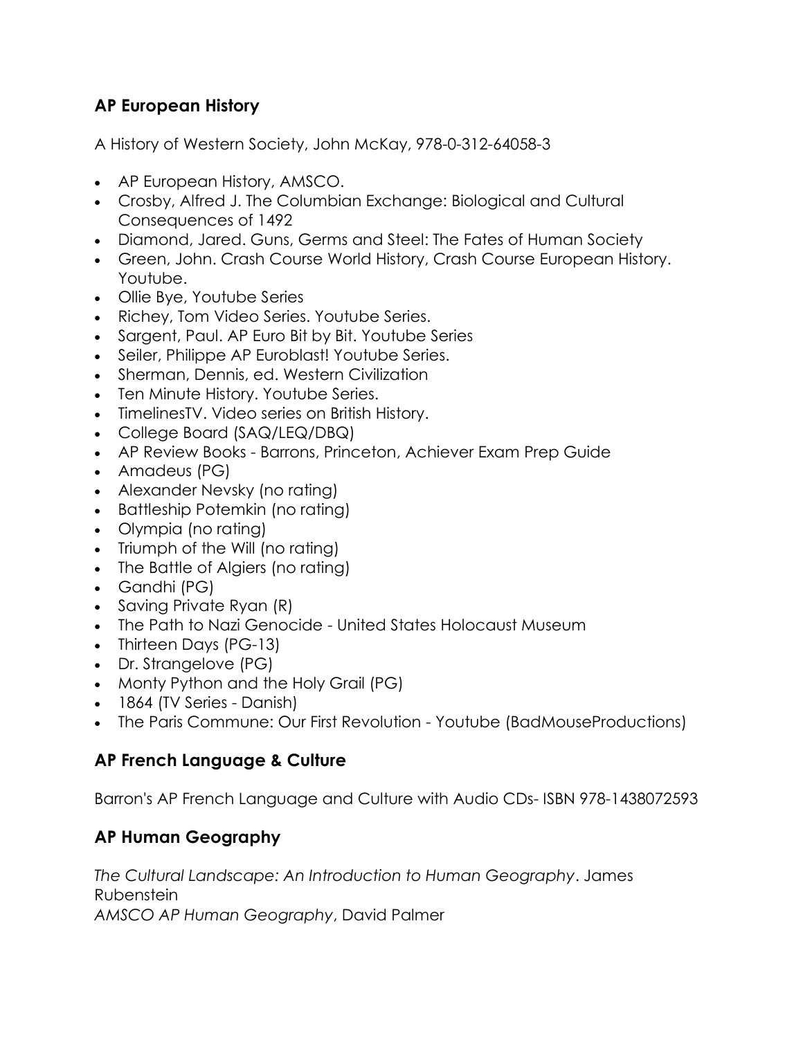## AP European History

A History of Western Society, John McKay, 978-0-312-64058-3

- AP European History, AMSCO.
- Crosby, Alfred J. The Columbian Exchange: Biological and Cultural Consequences of 1492
- Diamond, Jared. Guns, Germs and Steel: The Fates of Human Society
- Green, John. Crash Course World History, Crash Course European History. Youtube.
- Ollie Bye, Youtube Series
- Richey, Tom Video Series. Youtube Series.
- Sargent, Paul. AP Euro Bit by Bit. Youtube Series
- Seiler, Philippe AP Euroblast! Youtube Series.
- Sherman, Dennis, ed. Western Civilization
- Ten Minute History. Youtube Series.
- TimelinesTV. Video series on British History.
- College Board (SAQ/LEQ/DBQ)
- AP Review Books - Barrons, Princeton, Achiever Exam Prep Guide
- Amadeus (PG)
- Alexander Nevsky (no rating)
- Battleship Potemkin (no rating)
- Olympia (no rating)
- Triumph of the Will (no rating)
- The Battle of Algiers (no rating)
- Gandhi (PG)
- Saving Private Ryan (R)
- The Path to Nazi Genocide - United States Holocaust Museum
- Thirteen Days (PG-13)
- Dr. Strangelove (PG)
- Monty Python and the Holy Grail (PG)
- 1864 (TV Series - Danish)
- The Paris Commune: Our First Revolution - Youtube (BadMouseProductions)

## AP French Language & Culture

Barron's AP French Language and Culture with Audio CDs- ISBN 978-1438072593

## AP Human Geography

*The Cultural Landscape: An Introduction to Human Geography*. James Rubenstein
*AMSCO AP Human Geography*, David Palmer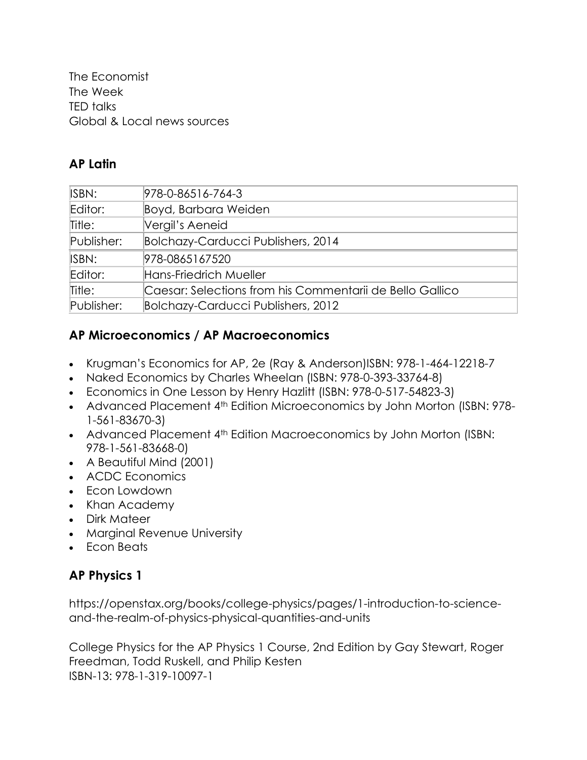The Economist
The Week
TED talks
Global & Local news sources

## AP Latin

| | |
|---|---|
| ISBN: | 978-0-86516-764-3 |
| Editor: | Boyd, Barbara Weiden |
| Title: | Vergil's Aeneid |
| Publisher: | Bolchazy-Carducci Publishers, 2014 |
| ISBN: | 978-0865167520 |
| Editor: | Hans-Friedrich Mueller |
| Title: | Caesar: Selections from his Commentarii de Bello Gallico |
| Publisher: | Bolchazy-Carducci Publishers, 2012 |

## AP Microeconomics / AP Macroeconomics

- Krugman's Economics for AP, 2e (Ray & Anderson)ISBN: 978-1-464-12218-7
- Naked Economics by Charles Wheelan (ISBN: 978-0-393-33764-8)
- Economics in One Lesson by Henry Hazlitt (ISBN: 978-0-517-54823-3)
- Advanced Placement 4th Edition Microeconomics by John Morton (ISBN: 978-1-561-83670-3)
- Advanced Placement 4th Edition Macroeconomics by John Morton (ISBN: 978-1-561-83668-0)
- A Beautiful Mind (2001)
- ACDC Economics
- Econ Lowdown
- Khan Academy
- Dirk Mateer
- Marginal Revenue University
- Econ Beats

## AP Physics 1

https://openstax.org/books/college-physics/pages/1-introduction-to-science-and-the-realm-of-physics-physical-quantities-and-units

College Physics for the AP Physics 1 Course, 2nd Edition by Gay Stewart, Roger Freedman, Todd Ruskell, and Philip Kesten
ISBN-13: 978-1-319-10097-1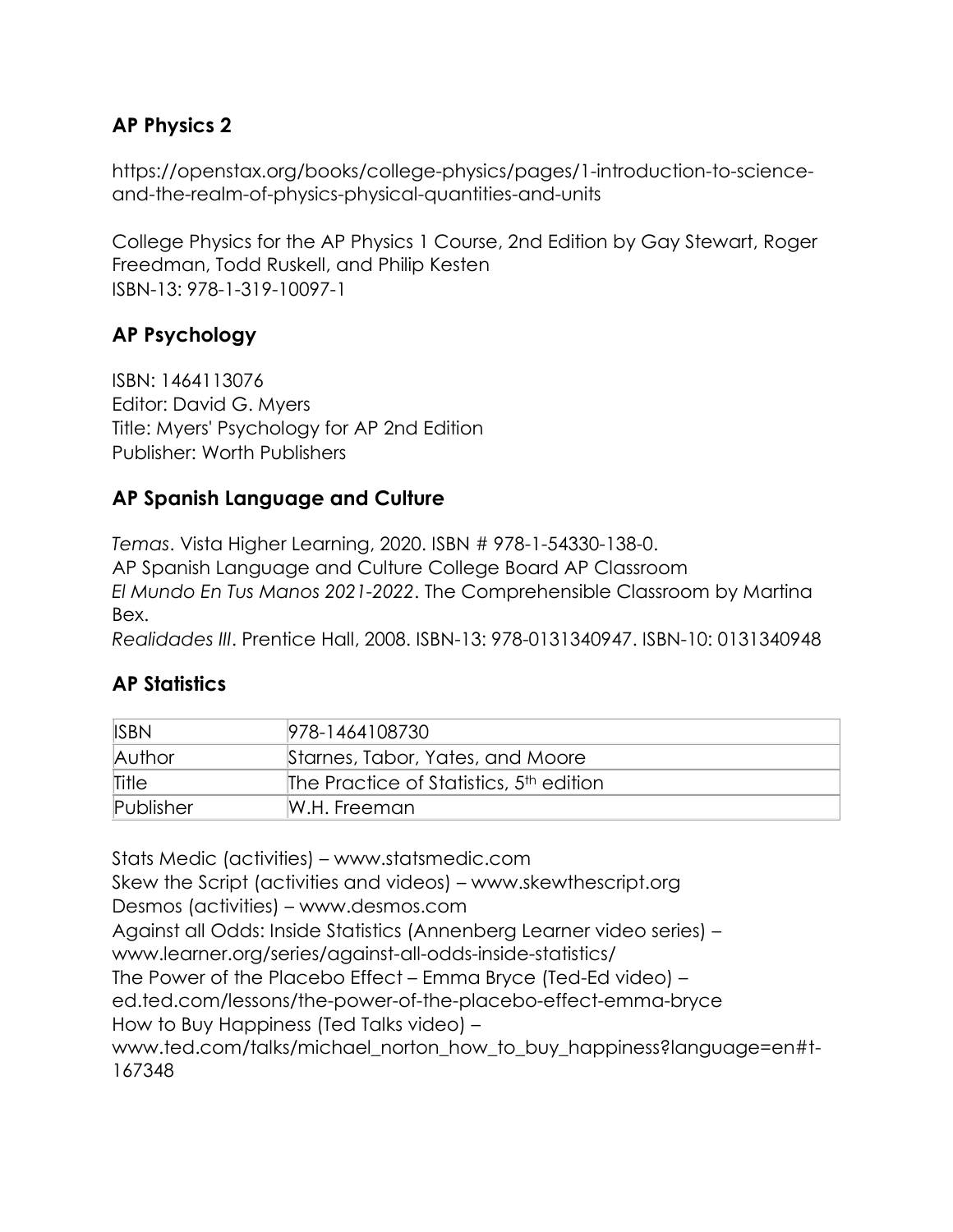## AP Physics 2

https://openstax.org/books/college-physics/pages/1-introduction-to-science-and-the-realm-of-physics-physical-quantities-and-units

College Physics for the AP Physics 1 Course, 2nd Edition by Gay Stewart, Roger Freedman, Todd Ruskell, and Philip Kesten
ISBN-13: 978-1-319-10097-1

## AP Psychology

ISBN: 1464113076
Editor: David G. Myers
Title: Myers' Psychology for AP 2nd Edition
Publisher: Worth Publishers

## AP Spanish Language and Culture

*Temas*. Vista Higher Learning, 2020. ISBN # 978-1-54330-138-0.
AP Spanish Language and Culture College Board AP Classroom
*El Mundo En Tus Manos 2021-2022*. The Comprehensible Classroom by Martina Bex.
*Realidades III*. Prentice Hall, 2008. ISBN-13: 978-0131340947. ISBN-10: 0131340948

## AP Statistics

| ISBN | 978-1464108730 |
|---|---|
| Author | Starnes, Tabor, Yates, and Moore |
| Title | The Practice of Statistics, 5th edition |
| Publisher | W.H. Freeman |

Stats Medic (activities) – www.statsmedic.com
Skew the Script (activities and videos) – www.skewthescript.org
Desmos (activities) – www.desmos.com
Against all Odds: Inside Statistics (Annenberg Learner video series) – www.learner.org/series/against-all-odds-inside-statistics/
The Power of the Placebo Effect – Emma Bryce (Ted-Ed video) – ed.ted.com/lessons/the-power-of-the-placebo-effect-emma-bryce
How to Buy Happiness (Ted Talks video) – www.ted.com/talks/michael_norton_how_to_buy_happiness?language=en#t-167348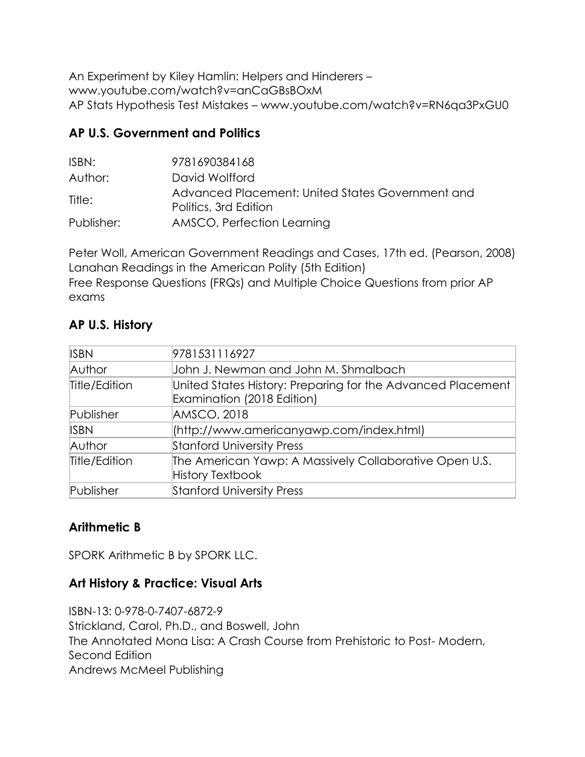An Experiment by Kiley Hamlin: Helpers and Hinderers – www.youtube.com/watch?v=anCaGBsBOxM
AP Stats Hypothesis Test Mistakes – www.youtube.com/watch?v=RN6qa3PxGU0

## AP U.S. Government and Politics

| | |
|---|---|
| ISBN: | 9781690384168 |
| Author: | David Wolfford |
| Title: | Advanced Placement: United States Government and Politics, 3rd Edition |
| Publisher: | AMSCO, Perfection Learning |

Peter Woll, American Government Readings and Cases, 17th ed. (Pearson, 2008)
Lanahan Readings in the American Polity (5th Edition)
Free Response Questions (FRQs) and Multiple Choice Questions from prior AP exams

## AP U.S. History

| | |
|---|---|
| ISBN | 9781531116927 |
| Author | John J. Newman and John M. Shmalbach |
| Title/Edition | United States History: Preparing for the Advanced Placement Examination (2018 Edition) |
| Publisher | AMSCO, 2018 |
| ISBN | (http://www.americanyawp.com/index.html) |
| Author | Stanford University Press |
| Title/Edition | The American Yawp: A Massively Collaborative Open U.S. History Textbook |
| Publisher | Stanford University Press |

## Arithmetic B

SPORK Arithmetic B by SPORK LLC.

## Art History & Practice: Visual Arts

ISBN-13: 0-978-0-7407-6872-9
Strickland, Carol, Ph.D., and Boswell, John
The Annotated Mona Lisa: A Crash Course from Prehistoric to Post- Modern, Second Edition
Andrews McMeel Publishing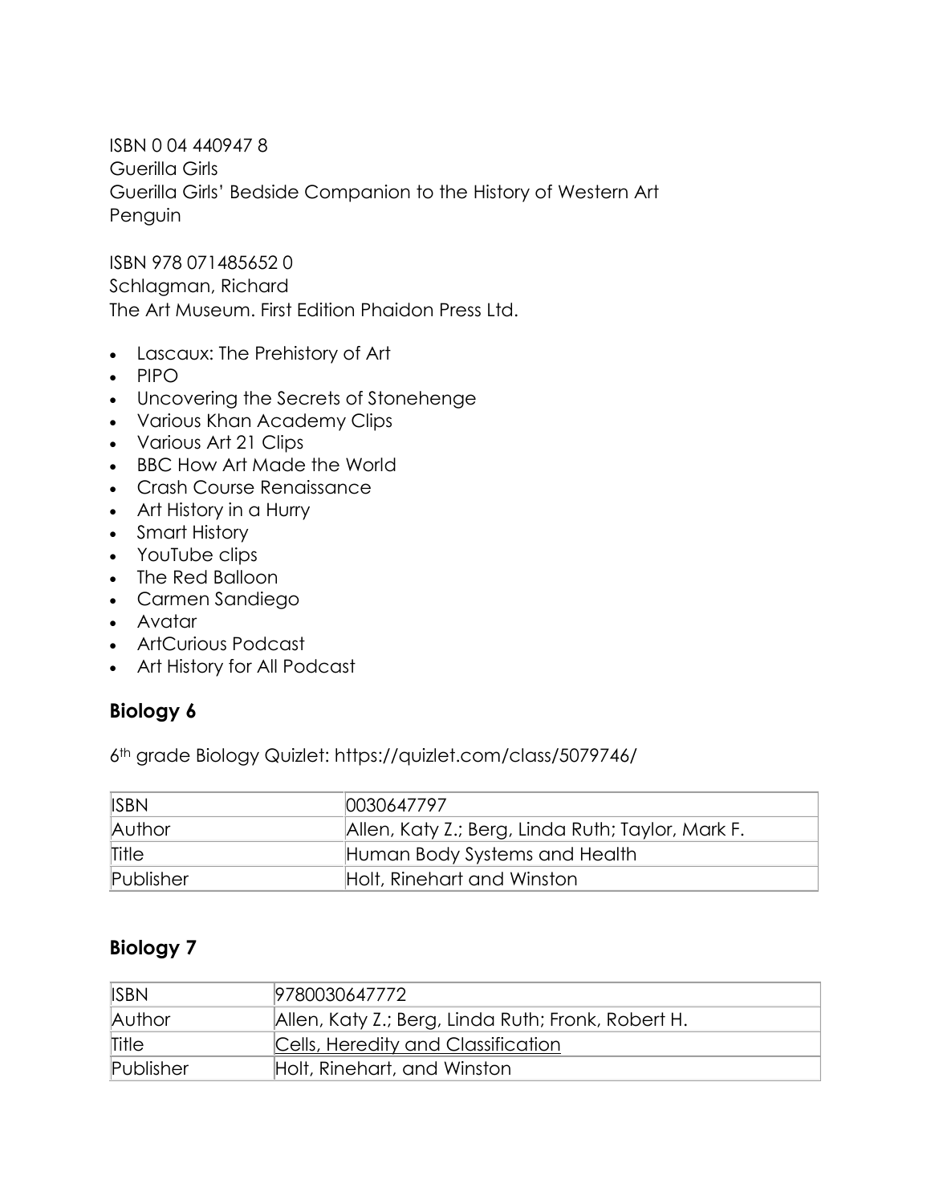ISBN 0 04 440947 8
Guerilla Girls
Guerilla Girls' Bedside Companion to the History of Western Art
Penguin

ISBN 978 071485652 0
Schlagman, Richard
The Art Museum. First Edition Phaidon Press Ltd.

- Lascaux: The Prehistory of Art
- PIPO
- Uncovering the Secrets of Stonehenge
- Various Khan Academy Clips
- Various Art 21 Clips
- BBC How Art Made the World
- Crash Course Renaissance
- Art History in a Hurry
- Smart History
- YouTube clips
- The Red Balloon
- Carmen Sandiego
- Avatar
- ArtCurious Podcast
- Art History for All Podcast

## Biology 6

6th grade Biology Quizlet: https://quizlet.com/class/5079746/

| ISBN | 0030647797 |
|---|---|
| Author | Allen, Katy Z.; Berg, Linda Ruth; Taylor, Mark F. |
| Title | Human Body Systems and Health |
| Publisher | Holt, Rinehart and Winston |

## Biology 7

| ISBN | 9780030647772 |
|---|---|
| Author | Allen, Katy Z.; Berg, Linda Ruth; Fronk, Robert H. |
| Title | Cells, Heredity and Classification |
| Publisher | Holt, Rinehart, and Winston |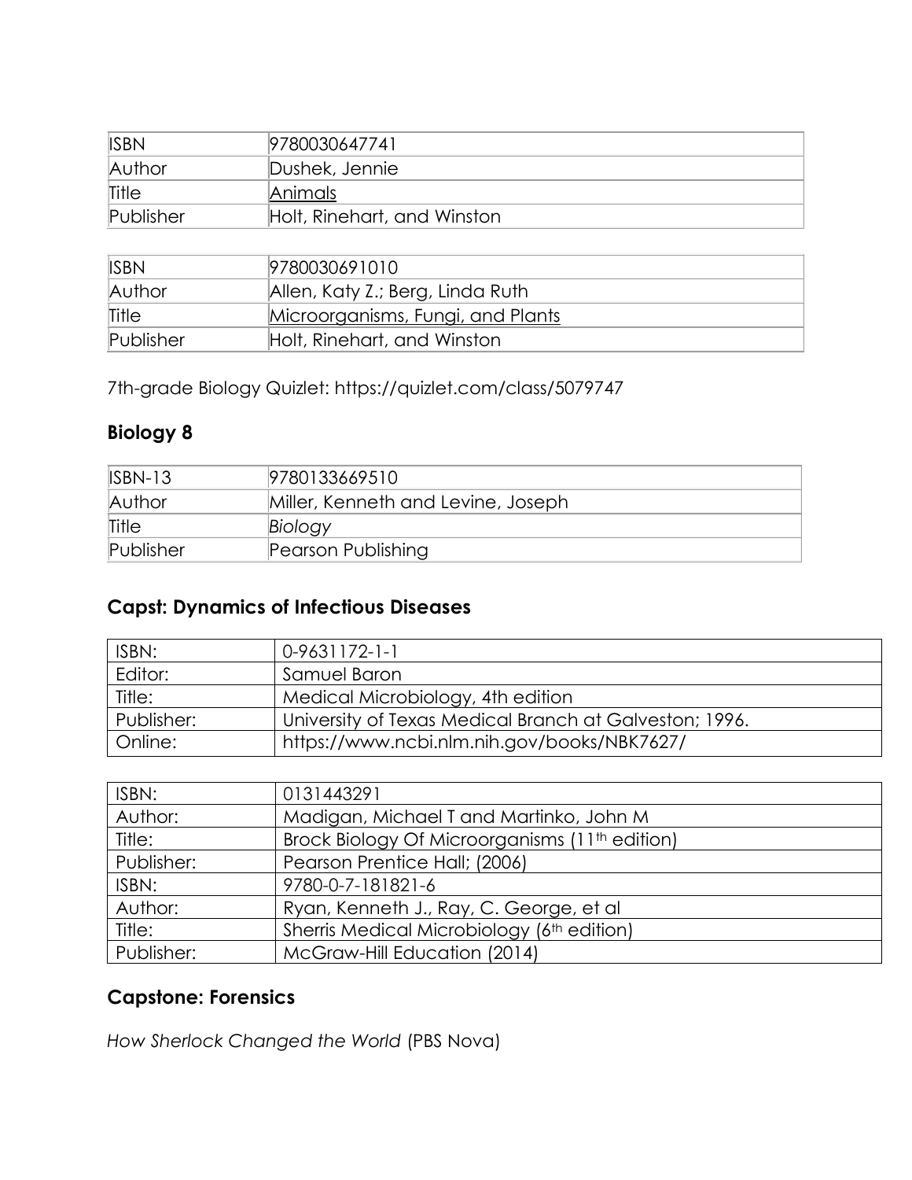| ISBN | 9780030647741 |
| --- | --- |
| Author | Dushek, Jennie |
| Title | Animals |
| Publisher | Holt, Rinehart, and Winston |

| ISBN | 9780030691010 |
| --- | --- |
| Author | Allen, Katy Z.; Berg, Linda Ruth |
| Title | Microorganisms, Fungi, and Plants |
| Publisher | Holt, Rinehart, and Winston |

7th-grade Biology Quizlet: https://quizlet.com/class/5079747

## Biology 8

| ISBN-13 | 9780133669510 |
| --- | --- |
| Author | Miller, Kenneth and Levine, Joseph |
| Title | *Biology* |
| Publisher | Pearson Publishing |

## Capst: Dynamics of Infectious Diseases

| ISBN: | 0-9631172-1-1 |
| --- | --- |
| Editor: | Samuel Baron |
| Title: | Medical Microbiology, 4th edition |
| Publisher: | University of Texas Medical Branch at Galveston; 1996. |
| Online: | https://www.ncbi.nlm.nih.gov/books/NBK7627/ |

| ISBN: | 0131443291 |
| --- | --- |
| Author: | Madigan, Michael T and Martinko, John M |
| Title: | Brock Biology Of Microorganisms (11th edition) |
| Publisher: | Pearson Prentice Hall; (2006) |
| ISBN: | 9780-0-7-181821-6 |
| Author: | Ryan, Kenneth J., Ray, C. George, et al |
| Title: | Sherris Medical Microbiology (6th edition) |
| Publisher: | McGraw-Hill Education (2014) |

## Capstone: Forensics

*How Sherlock Changed the World* (PBS Nova)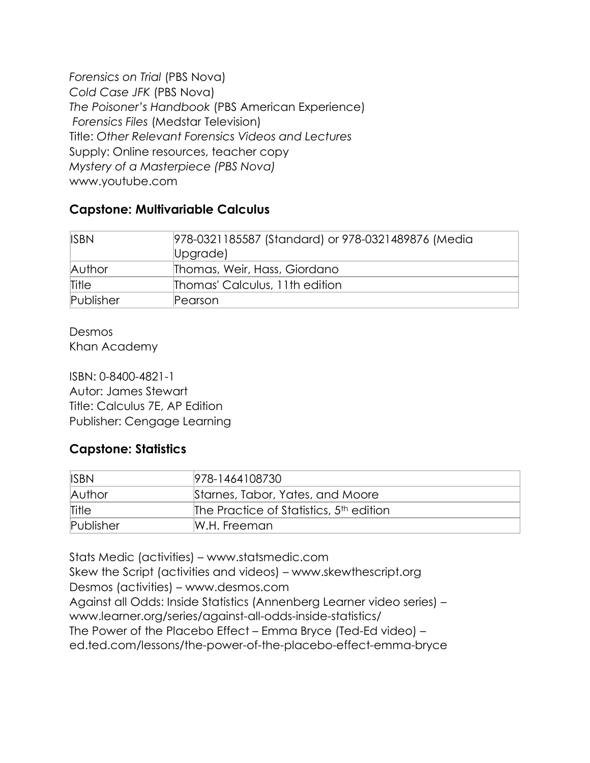*Forensics on Trial* (PBS Nova)
*Cold Case JFK* (PBS Nova)
*The Poisoner's Handbook* (PBS American Experience)
*Forensics Files* (Medstar Television)
Title: *Other Relevant Forensics Videos and Lectures*
Supply: Online resources, teacher copy
*Mystery of a Masterpiece (PBS Nova)*
www.youtube.com

### Capstone: Multivariable Calculus

| ISBN | 978-0321185587 (Standard) or 978-0321489876 (Media Upgrade) |
|---|---|
| Author | Thomas, Weir, Hass, Giordano |
| Title | Thomas' Calculus, 11th edition |
| Publisher | Pearson |

Desmos
Khan Academy

ISBN: 0-8400-4821-1
Autor: James Stewart
Title: Calculus 7E, AP Edition
Publisher: Cengage Learning

### Capstone: Statistics

| ISBN | 978-1464108730 |
|---|---|
| Author | Starnes, Tabor, Yates, and Moore |
| Title | The Practice of Statistics, 5th edition |
| Publisher | W.H. Freeman |

Stats Medic (activities) – www.statsmedic.com
Skew the Script (activities and videos) – www.skewthescript.org
Desmos (activities) – www.desmos.com
Against all Odds: Inside Statistics (Annenberg Learner video series) – www.learner.org/series/against-all-odds-inside-statistics/
The Power of the Placebo Effect – Emma Bryce (Ted-Ed video) – ed.ted.com/lessons/the-power-of-the-placebo-effect-emma-bryce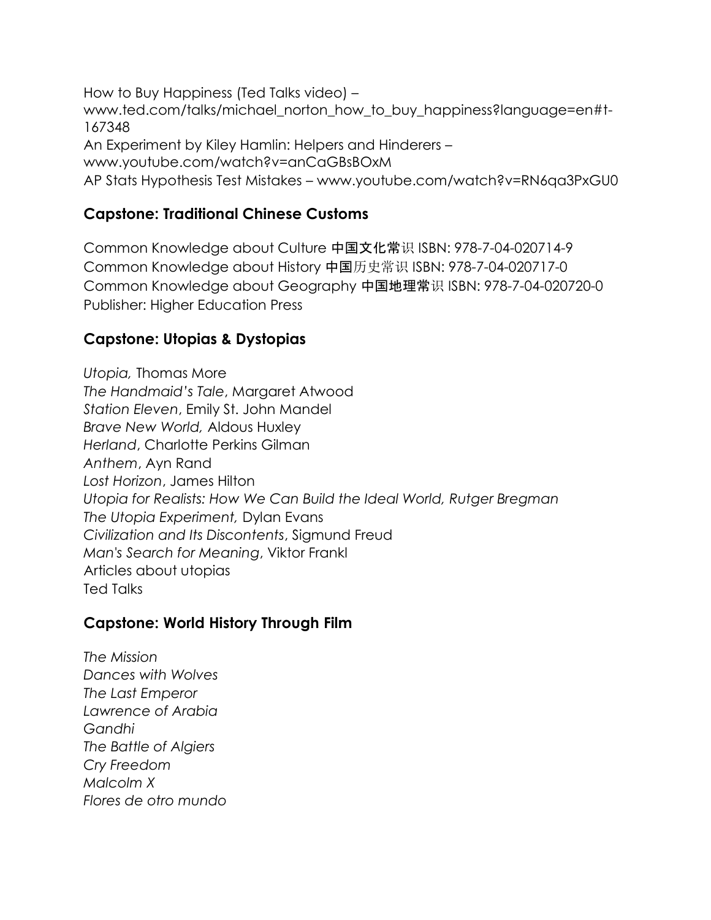How to Buy Happiness (Ted Talks video) – www.ted.com/talks/michael_norton_how_to_buy_happiness?language=en#t-167348
An Experiment by Kiley Hamlin: Helpers and Hinderers – www.youtube.com/watch?v=anCaGBsBOxM
AP Stats Hypothesis Test Mistakes – www.youtube.com/watch?v=RN6qa3PxGU0

### Capstone: Traditional Chinese Customs

Common Knowledge about Culture 中国文化常识 ISBN: 978-7-04-020714-9
Common Knowledge about History 中国历史常识 ISBN: 978-7-04-020717-0
Common Knowledge about Geography 中国地理常识 ISBN: 978-7-04-020720-0
Publisher: Higher Education Press

### Capstone: Utopias & Dystopias

*Utopia,* Thomas More
*The Handmaid's Tale*, Margaret Atwood
*Station Eleven*, Emily St. John Mandel
*Brave New World,* Aldous Huxley
*Herland*, Charlotte Perkins Gilman
*Anthem*, Ayn Rand
*Lost Horizon*, James Hilton
*Utopia for Realists: How We Can Build the Ideal World, Rutger Bregman*
*The Utopia Experiment,* Dylan Evans
*Civilization and Its Discontents*, Sigmund Freud
*Man's Search for Meaning*, Viktor Frankl
Articles about utopias
Ted Talks

### Capstone: World History Through Film

*The Mission*
*Dances with Wolves*
*The Last Emperor*
*Lawrence of Arabia*
*Gandhi*
*The Battle of Algiers*
*Cry Freedom*
*Malcolm X*
*Flores de otro mundo*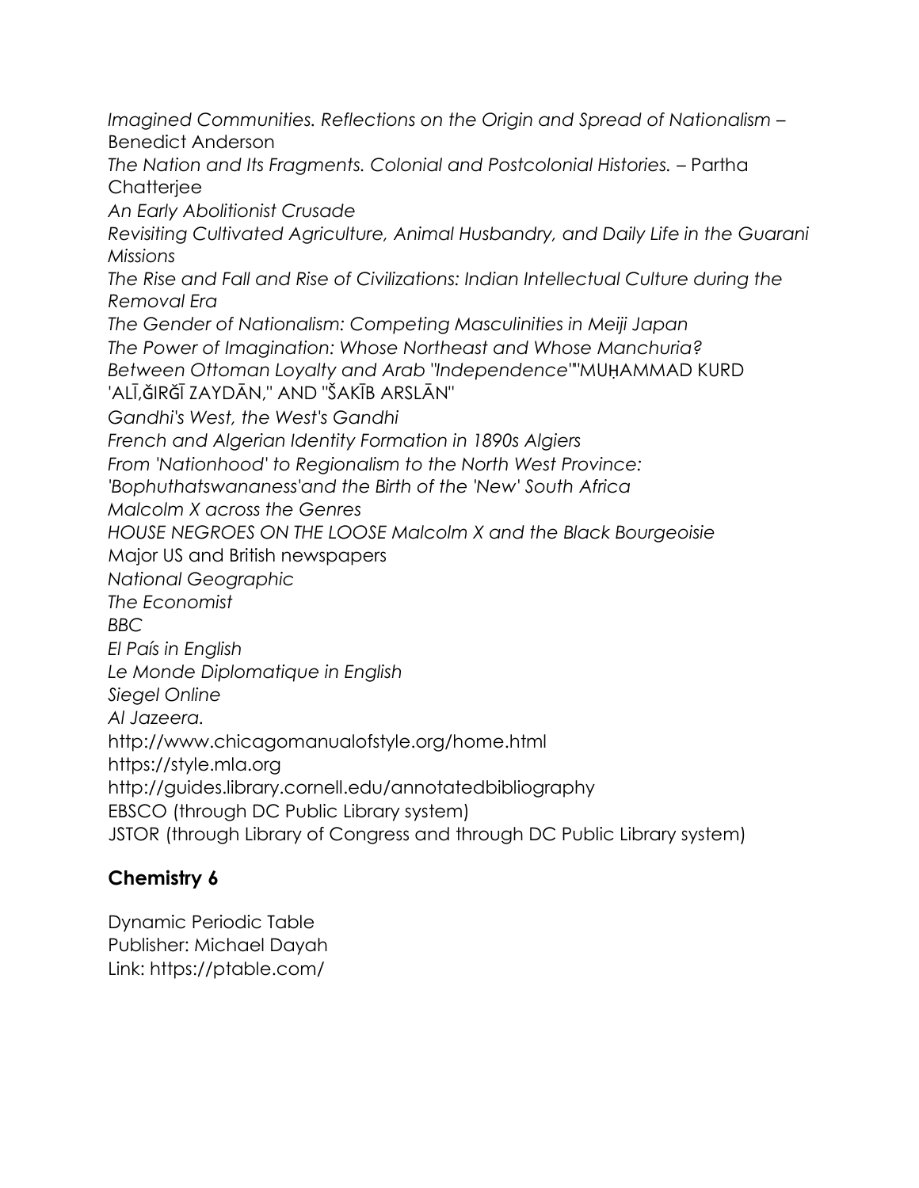*Imagined Communities. Reflections on the Origin and Spread of Nationalism* – Benedict Anderson

*The Nation and Its Fragments. Colonial and Postcolonial Histories.* – Partha Chatterjee

*An Early Abolitionist Crusade*

*Revisiting Cultivated Agriculture, Animal Husbandry, and Daily Life in the Guarani Missions*

*The Rise and Fall and Rise of Civilizations: Indian Intellectual Culture during the Removal Era*

*The Gender of Nationalism: Competing Masculinities in Meiji Japan*

*The Power of Imagination: Whose Northeast and Whose Manchuria?*

*Between Ottoman Loyalty and Arab "Independence"*"MUḤAMMAD KURD 'ALĪ,ĞIRĞĪ ZAYDĀN," AND "ŠAKĪB ARSLĀN"

*Gandhi's West, the West's Gandhi*

*French and Algerian Identity Formation in 1890s Algiers*

*From 'Nationhood' to Regionalism to the North West Province: 'Bophuthatswananess'and the Birth of the 'New' South Africa*

*Malcolm X across the Genres*

*HOUSE NEGROES ON THE LOOSE Malcolm X and the Black Bourgeoisie*

Major US and British newspapers

*National Geographic*

*The Economist*

*BBC*

*El País in English*

*Le Monde Diplomatique in English*

*Siegel Online*

*Al Jazeera.*

http://www.chicagomanualofstyle.org/home.html

https://style.mla.org

http://guides.library.cornell.edu/annotatedbibliography

EBSCO (through DC Public Library system)

JSTOR (through Library of Congress and through DC Public Library system)

## Chemistry 6

Dynamic Periodic Table
Publisher: Michael Dayah
Link: https://ptable.com/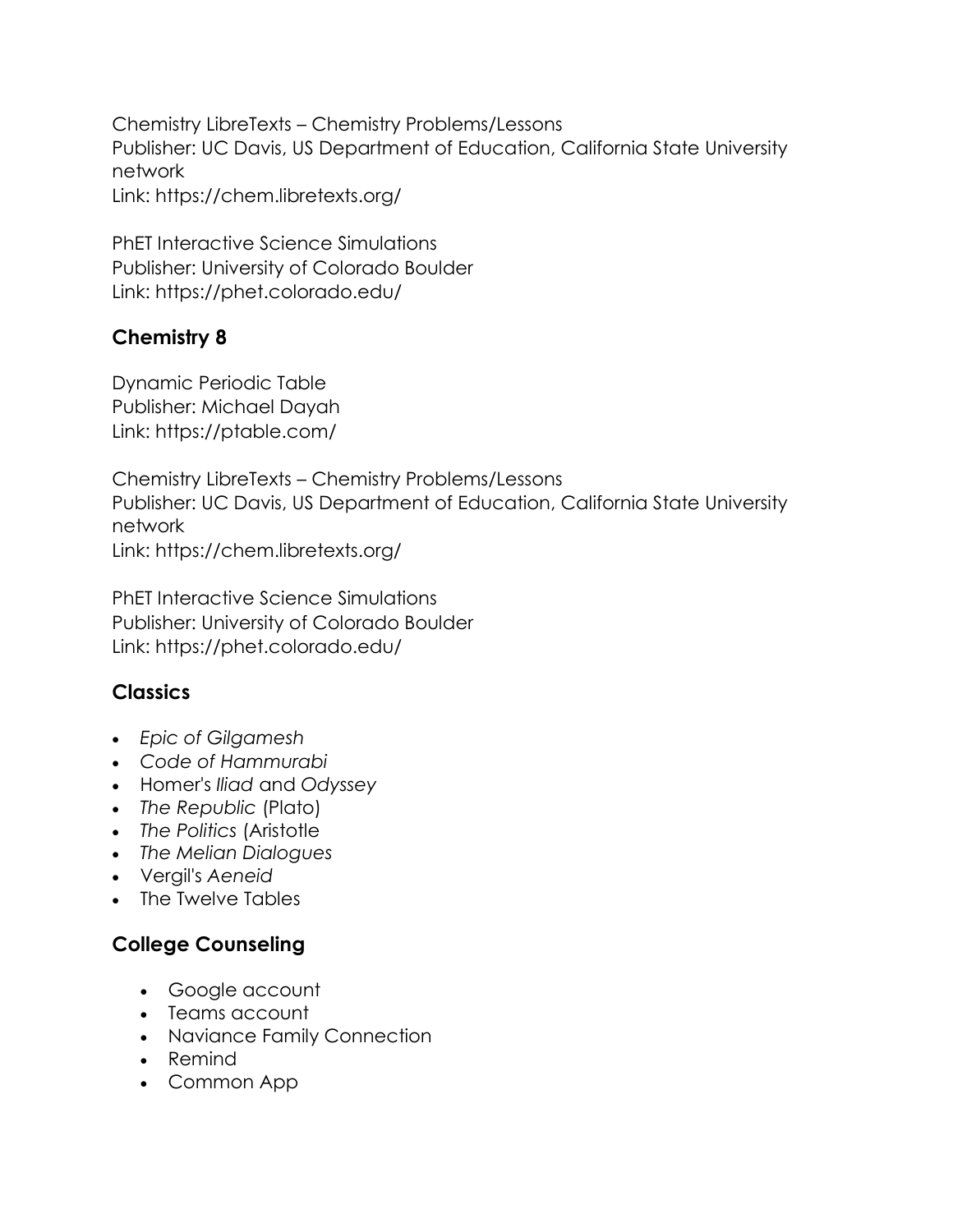Chemistry LibreTexts – Chemistry Problems/Lessons
Publisher: UC Davis, US Department of Education, California State University network
Link: https://chem.libretexts.org/

PhET Interactive Science Simulations
Publisher: University of Colorado Boulder
Link: https://phet.colorado.edu/

## Chemistry 8

Dynamic Periodic Table
Publisher: Michael Dayah
Link: https://ptable.com/

Chemistry LibreTexts – Chemistry Problems/Lessons
Publisher: UC Davis, US Department of Education, California State University network
Link: https://chem.libretexts.org/

PhET Interactive Science Simulations
Publisher: University of Colorado Boulder
Link: https://phet.colorado.edu/

## Classics

- *Epic of Gilgamesh*
- *Code of Hammurabi*
- Homer's *Iliad* and *Odyssey*
- *The Republic* (Plato)
- *The Politics* (Aristotle
- *The Melian Dialogues*
- Vergil's *Aeneid*
- The Twelve Tables

## College Counseling

- Google account
- Teams account
- Naviance Family Connection
- Remind
- Common App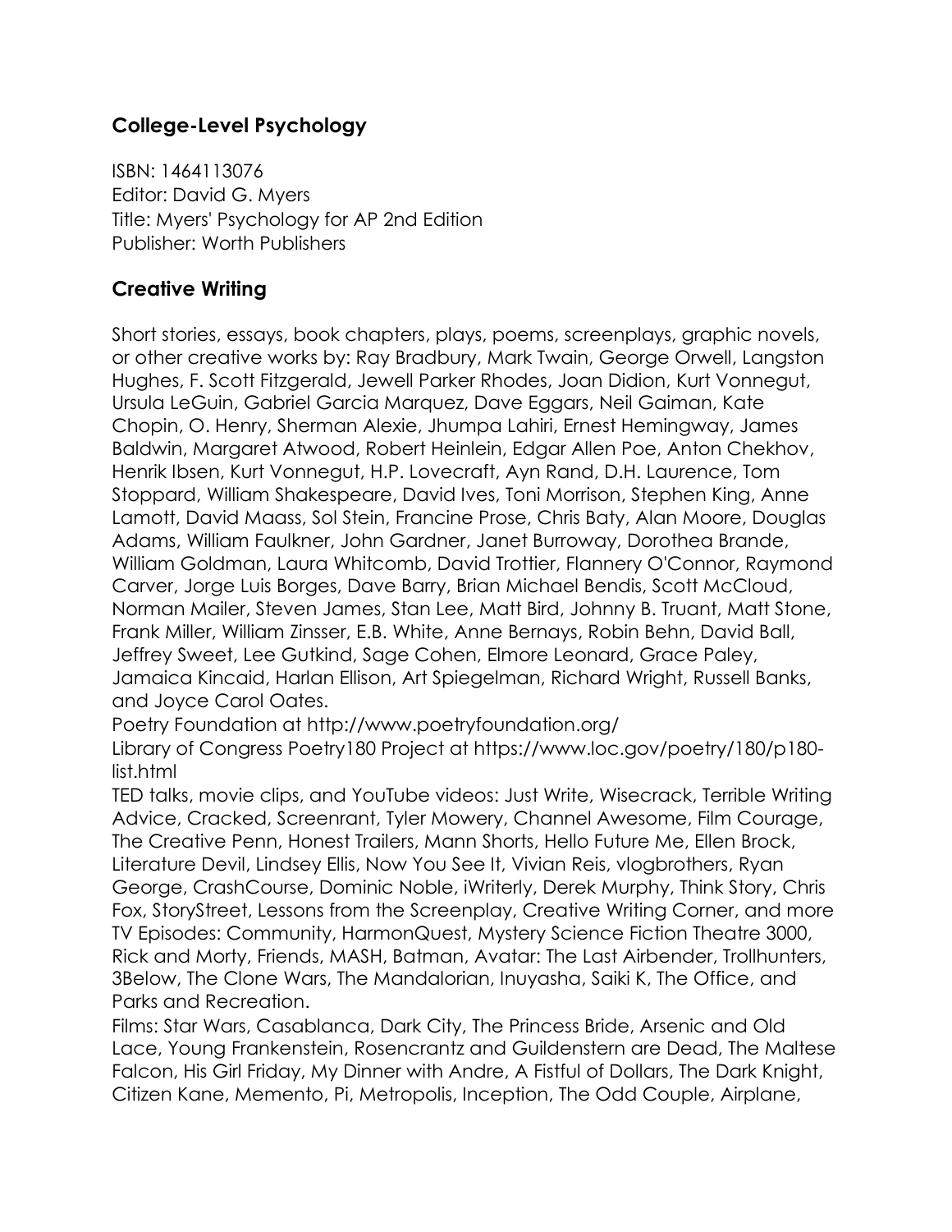## College-Level Psychology

ISBN: 1464113076
Editor: David G. Myers
Title: Myers' Psychology for AP 2nd Edition
Publisher: Worth Publishers

## Creative Writing

Short stories, essays, book chapters, plays, poems, screenplays, graphic novels, or other creative works by: Ray Bradbury, Mark Twain, George Orwell, Langston Hughes, F. Scott Fitzgerald, Jewell Parker Rhodes, Joan Didion, Kurt Vonnegut, Ursula LeGuin, Gabriel Garcia Marquez, Dave Eggars, Neil Gaiman, Kate Chopin, O. Henry, Sherman Alexie, Jhumpa Lahiri, Ernest Hemingway, James Baldwin, Margaret Atwood, Robert Heinlein, Edgar Allen Poe, Anton Chekhov, Henrik Ibsen, Kurt Vonnegut, H.P. Lovecraft, Ayn Rand, D.H. Laurence, Tom Stoppard, William Shakespeare, David Ives, Toni Morrison, Stephen King, Anne Lamott, David Maass, Sol Stein, Francine Prose, Chris Baty, Alan Moore, Douglas Adams, William Faulkner, John Gardner, Janet Burroway, Dorothea Brande, William Goldman, Laura Whitcomb, David Trottier, Flannery O'Connor, Raymond Carver, Jorge Luis Borges, Dave Barry, Brian Michael Bendis, Scott McCloud, Norman Mailer, Steven James, Stan Lee, Matt Bird, Johnny B. Truant, Matt Stone, Frank Miller, William Zinsser, E.B. White, Anne Bernays, Robin Behn, David Ball, Jeffrey Sweet, Lee Gutkind, Sage Cohen, Elmore Leonard, Grace Paley, Jamaica Kincaid, Harlan Ellison, Art Spiegelman, Richard Wright, Russell Banks, and Joyce Carol Oates.
Poetry Foundation at http://www.poetryfoundation.org/
Library of Congress Poetry180 Project at https://www.loc.gov/poetry/180/p180-list.html
TED talks, movie clips, and YouTube videos: Just Write, Wisecrack, Terrible Writing Advice, Cracked, Screenrant, Tyler Mowery, Channel Awesome, Film Courage, The Creative Penn, Honest Trailers, Mann Shorts, Hello Future Me, Ellen Brock, Literature Devil, Lindsey Ellis, Now You See It, Vivian Reis, vlogbrothers, Ryan George, CrashCourse, Dominic Noble, iWriterly, Derek Murphy, Think Story, Chris Fox, StoryStreet, Lessons from the Screenplay, Creative Writing Corner, and more
TV Episodes: Community, HarmonQuest, Mystery Science Fiction Theatre 3000, Rick and Morty, Friends, MASH, Batman, Avatar: The Last Airbender, Trollhunters, 3Below, The Clone Wars, The Mandalorian, Inuyasha, Saiki K, The Office, and Parks and Recreation.
Films: Star Wars, Casablanca, Dark City, The Princess Bride, Arsenic and Old Lace, Young Frankenstein, Rosencrantz and Guildenstern are Dead, The Maltese Falcon, His Girl Friday, My Dinner with Andre, A Fistful of Dollars, The Dark Knight, Citizen Kane, Memento, Pi, Metropolis, Inception, The Odd Couple, Airplane,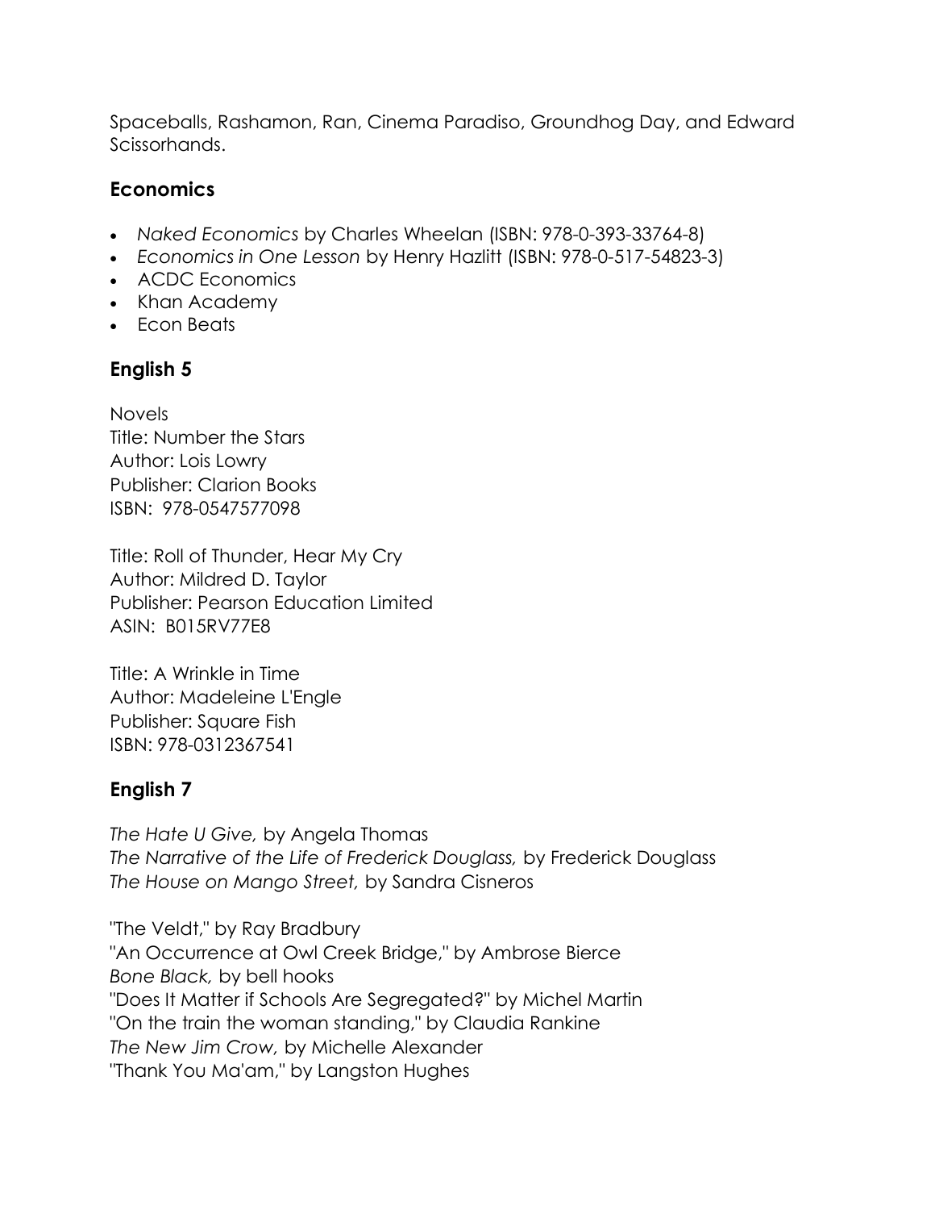Spaceballs, Rashamon, Ran, Cinema Paradiso, Groundhog Day, and Edward Scissorhands.

## Economics

- *Naked Economics* by Charles Wheelan (ISBN: 978-0-393-33764-8)
- *Economics in One Lesson* by Henry Hazlitt (ISBN: 978-0-517-54823-3)
- ACDC Economics
- Khan Academy
- Econ Beats

## English 5

Novels
Title: Number the Stars
Author: Lois Lowry
Publisher: Clarion Books
ISBN: 978-0547577098

Title: Roll of Thunder, Hear My Cry
Author: Mildred D. Taylor
Publisher: Pearson Education Limited
ASIN: B015RV77E8

Title: A Wrinkle in Time
Author: Madeleine L'Engle
Publisher: Square Fish
ISBN: 978-0312367541

## English 7

*The Hate U Give,* by Angela Thomas
*The Narrative of the Life of Frederick Douglass,* by Frederick Douglass
*The House on Mango Street,* by Sandra Cisneros

"The Veldt," by Ray Bradbury
"An Occurrence at Owl Creek Bridge," by Ambrose Bierce
*Bone Black,* by bell hooks
"Does It Matter if Schools Are Segregated?" by Michel Martin
"On the train the woman standing," by Claudia Rankine
*The New Jim Crow,* by Michelle Alexander
"Thank You Ma'am," by Langston Hughes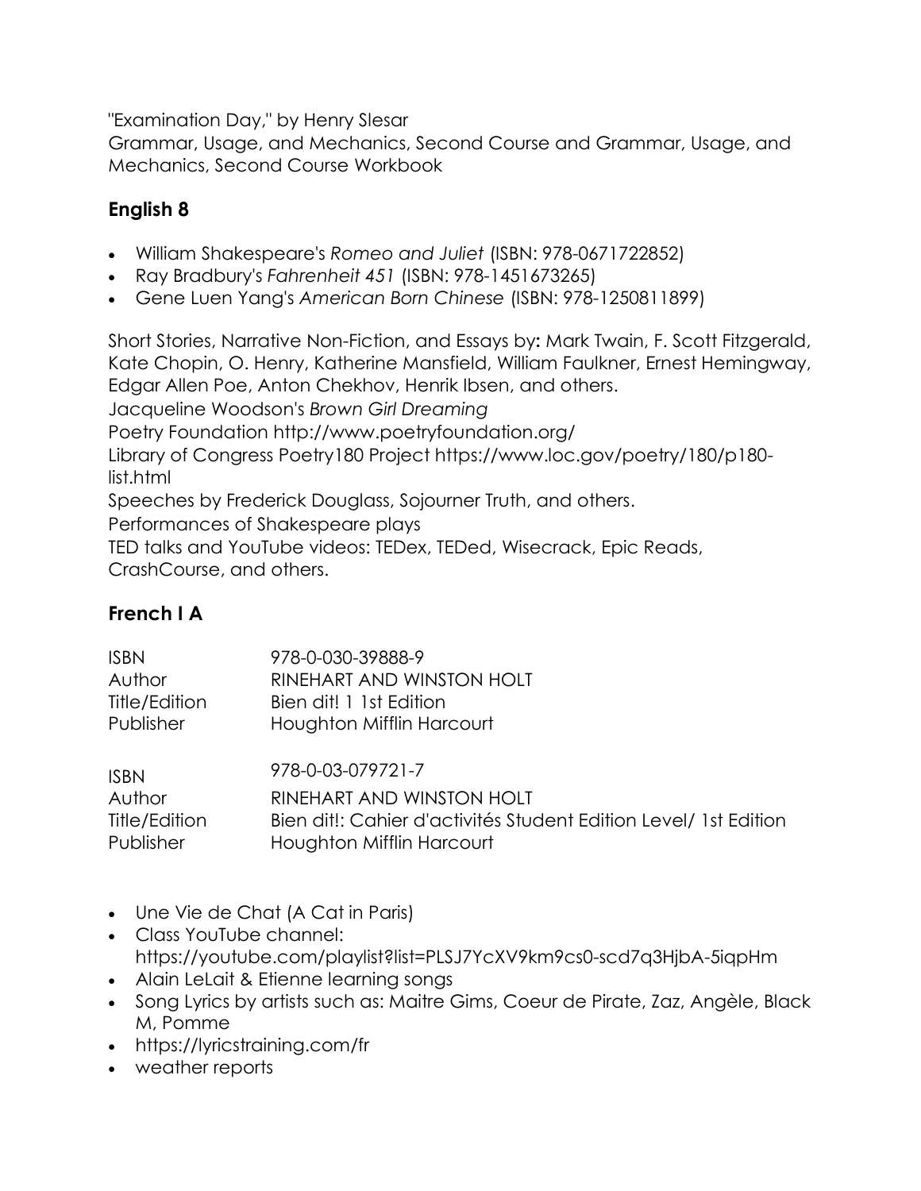"Examination Day," by Henry Slesar
Grammar, Usage, and Mechanics, Second Course and Grammar, Usage, and Mechanics, Second Course Workbook

## English 8

- William Shakespeare's *Romeo and Juliet* (ISBN: 978-0671722852)
- Ray Bradbury's *Fahrenheit 451* (ISBN: 978-1451673265)
- Gene Luen Yang's *American Born Chinese* (ISBN: 978-1250811899)

Short Stories, Narrative Non-Fiction, and Essays by**:** Mark Twain, F. Scott Fitzgerald, Kate Chopin, O. Henry, Katherine Mansfield, William Faulkner, Ernest Hemingway, Edgar Allen Poe, Anton Chekhov, Henrik Ibsen, and others.
Jacqueline Woodson's *Brown Girl Dreaming*
Poetry Foundation http://www.poetryfoundation.org/
Library of Congress Poetry180 Project https://www.loc.gov/poetry/180/p180-list.html
Speeches by Frederick Douglass, Sojourner Truth, and others.
Performances of Shakespeare plays
TED talks and YouTube videos: TEDex, TEDed, Wisecrack, Epic Reads, CrashCourse, and others.

## French I A

| | |
|---|---|
| ISBN | 978-0-030-39888-9 |
| Author | RINEHART AND WINSTON HOLT |
| Title/Edition | Bien dit! 1 1st Edition |
| Publisher | Houghton Mifflin Harcourt |

| | |
|---|---|
| ISBN | 978-0-03-079721-7 |
| Author | RINEHART AND WINSTON HOLT |
| Title/Edition | Bien dit!: Cahier d'activités Student Edition Level/ 1st Edition |
| Publisher | Houghton Mifflin Harcourt |

- Une Vie de Chat (A Cat in Paris)
- Class YouTube channel: https://youtube.com/playlist?list=PLSJ7YcXV9km9cs0-scd7q3HjbA-5iqpHm
- Alain LeLait & Etienne learning songs
- Song Lyrics by artists such as: Maitre Gims, Coeur de Pirate, Zaz, Angèle, Black M, Pomme
- https://lyricstraining.com/fr
- weather reports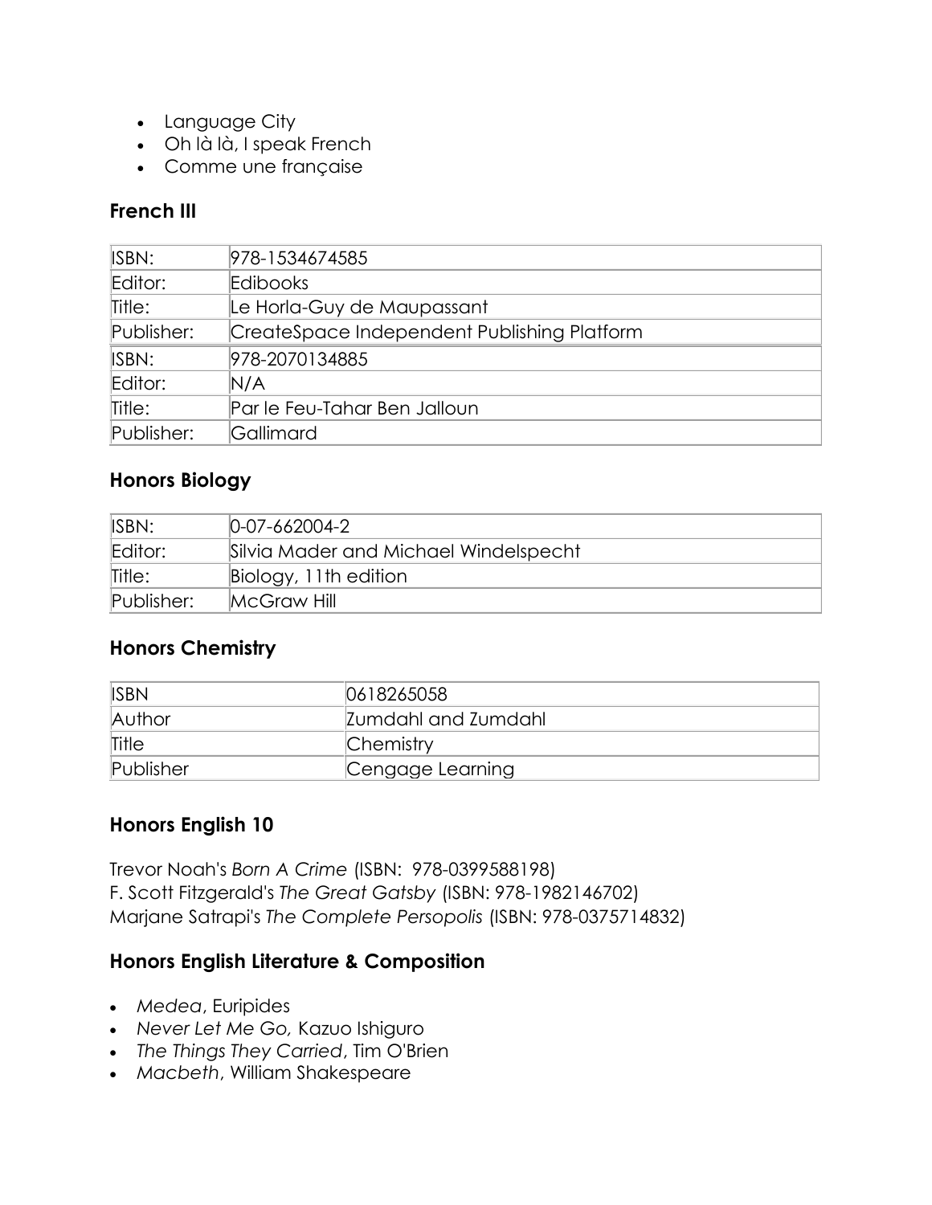- Language City
- Oh là là, I speak French
- Comme une française

### French III

| ISBN: | 978-1534674585 |
|---|---|
| Editor: | Edibooks |
| Title: | Le Horla-Guy de Maupassant |
| Publisher: | CreateSpace Independent Publishing Platform |
| ISBN: | 978-2070134885 |
| Editor: | N/A |
| Title: | Par le Feu-Tahar Ben Jalloun |
| Publisher: | Gallimard |

### Honors Biology

| ISBN: | 0-07-662004-2 |
|---|---|
| Editor: | Silvia Mader and Michael Windelspecht |
| Title: | Biology, 11th edition |
| Publisher: | McGraw Hill |

### Honors Chemistry

| ISBN | 0618265058 |
|---|---|
| Author | Zumdahl and Zumdahl |
| Title | Chemistry |
| Publisher | Cengage Learning |

### Honors English 10

Trevor Noah's *Born A Crime* (ISBN: 978-0399588198)
F. Scott Fitzgerald's *The Great Gatsby* (ISBN: 978-1982146702)
Marjane Satrapi's *The Complete Persopolis* (ISBN: 978-0375714832)

### Honors English Literature & Composition

- *Medea*, Euripides
- *Never Let Me Go,* Kazuo Ishiguro
- *The Things They Carried*, Tim O'Brien
- *Macbeth*, William Shakespeare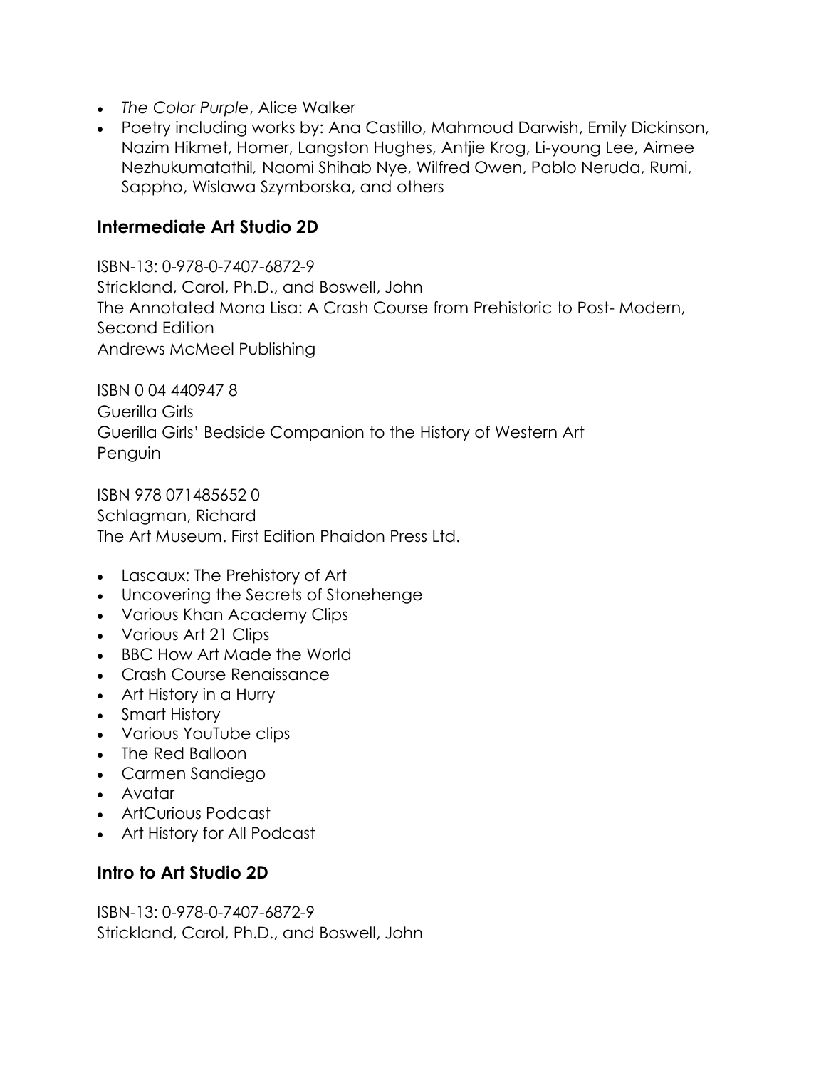- *The Color Purple*, Alice Walker
- Poetry including works by: Ana Castillo, Mahmoud Darwish, Emily Dickinson, Nazim Hikmet, Homer, Langston Hughes, Antjie Krog, Li-young Lee, Aimee Nezhukumatathil*,* Naomi Shihab Nye, Wilfred Owen, Pablo Neruda, Rumi, Sappho, Wislawa Szymborska, and others

## Intermediate Art Studio 2D

ISBN-13: 0-978-0-7407-6872-9
Strickland, Carol, Ph.D., and Boswell, John
The Annotated Mona Lisa: A Crash Course from Prehistoric to Post- Modern, Second Edition
Andrews McMeel Publishing

ISBN 0 04 440947 8
Guerilla Girls
Guerilla Girls' Bedside Companion to the History of Western Art
Penguin

ISBN 978 071485652 0
Schlagman, Richard
The Art Museum. First Edition Phaidon Press Ltd.

- Lascaux: The Prehistory of Art
- Uncovering the Secrets of Stonehenge
- Various Khan Academy Clips
- Various Art 21 Clips
- BBC How Art Made the World
- Crash Course Renaissance
- Art History in a Hurry
- Smart History
- Various YouTube clips
- The Red Balloon
- Carmen Sandiego
- Avatar
- ArtCurious Podcast
- Art History for All Podcast

## Intro to Art Studio 2D

ISBN-13: 0-978-0-7407-6872-9
Strickland, Carol, Ph.D., and Boswell, John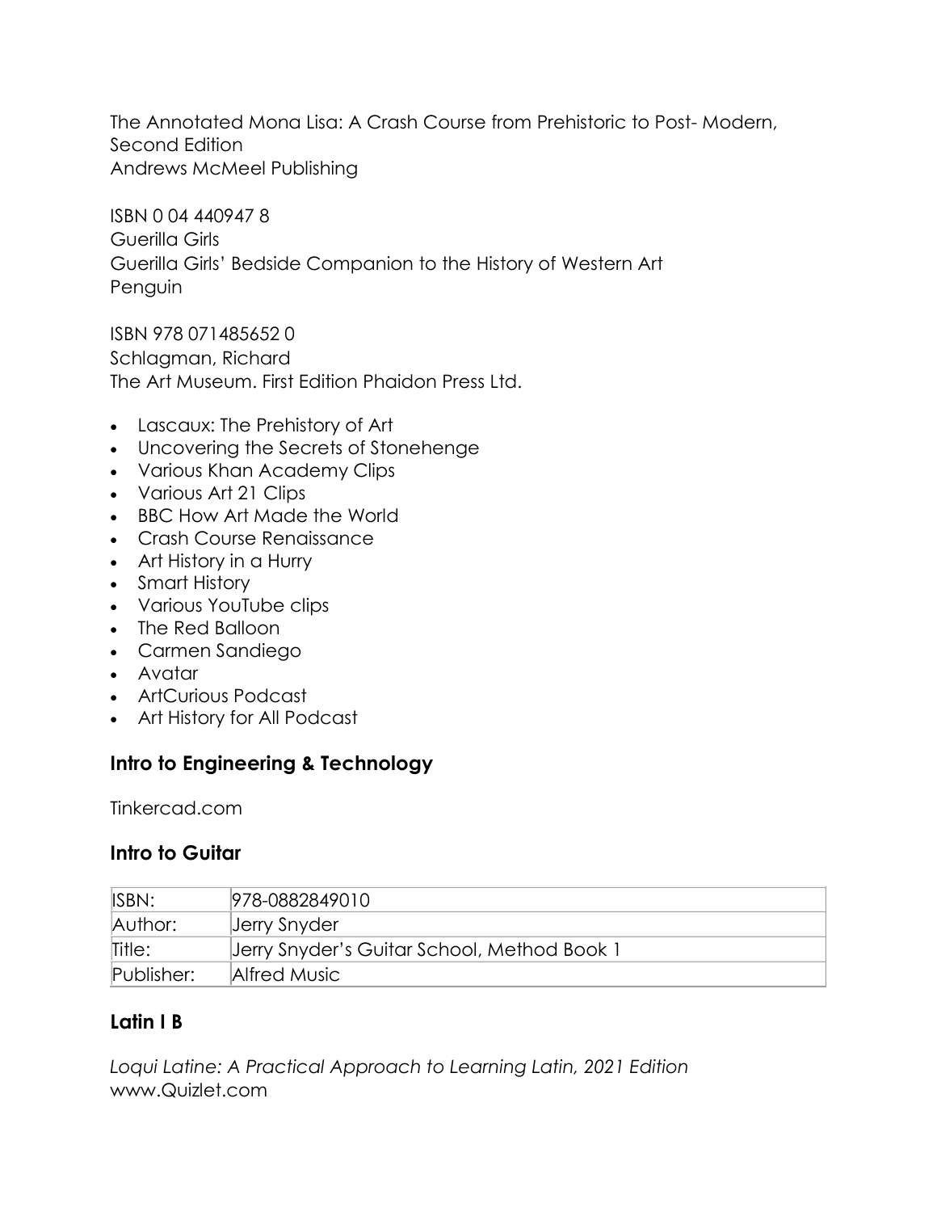The Annotated Mona Lisa: A Crash Course from Prehistoric to Post- Modern, Second Edition
Andrews McMeel Publishing

ISBN 0 04 440947 8
Guerilla Girls
Guerilla Girls' Bedside Companion to the History of Western Art
Penguin

ISBN 978 071485652 0
Schlagman, Richard
The Art Museum. First Edition Phaidon Press Ltd.

- Lascaux: The Prehistory of Art
- Uncovering the Secrets of Stonehenge
- Various Khan Academy Clips
- Various Art 21 Clips
- BBC How Art Made the World
- Crash Course Renaissance
- Art History in a Hurry
- Smart History
- Various YouTube clips
- The Red Balloon
- Carmen Sandiego
- Avatar
- ArtCurious Podcast
- Art History for All Podcast

## Intro to Engineering & Technology

Tinkercad.com

## Intro to Guitar

| ISBN: | 978-0882849010 |
| --- | --- |
| Author: | Jerry Snyder |
| Title: | Jerry Snyder's Guitar School, Method Book 1 |
| Publisher: | Alfred Music |

## Latin I B

*Loqui Latine: A Practical Approach to Learning Latin, 2021 Edition*
www.Quizlet.com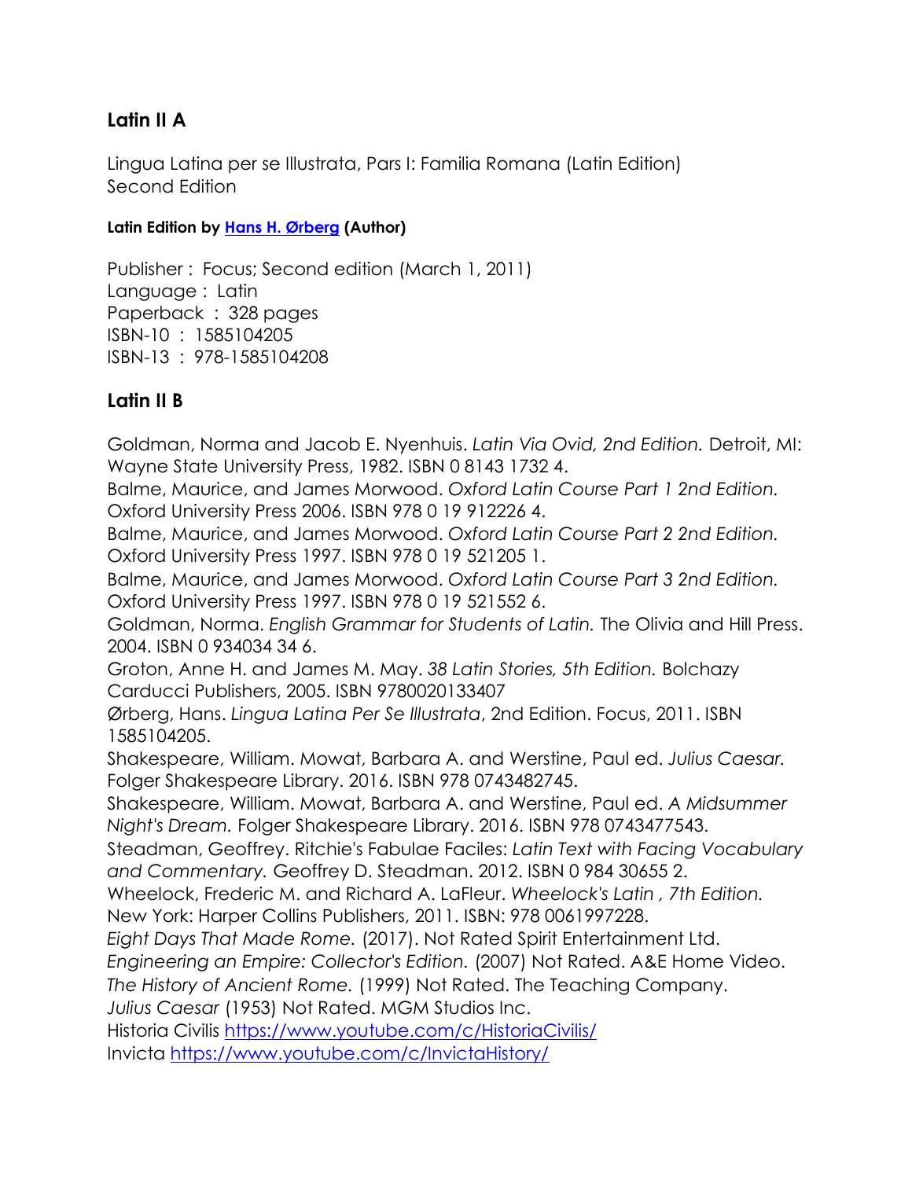## Latin II A

Lingua Latina per se Illustrata, Pars I: Familia Romana (Latin Edition)
Second Edition

**Latin Edition by [Hans H. Ørberg](#) (Author)**

Publisher : Focus; Second edition (March 1, 2011)
Language : Latin
Paperback : 328 pages
ISBN-10 : 1585104205
ISBN-13 : 978-1585104208

## Latin II B

Goldman, Norma and Jacob E. Nyenhuis. *Latin Via Ovid, 2nd Edition.* Detroit, MI: Wayne State University Press, 1982. ISBN 0 8143 1732 4.
Balme, Maurice, and James Morwood. *Oxford Latin Course Part 1 2nd Edition.* Oxford University Press 2006. ISBN 978 0 19 912226 4.
Balme, Maurice, and James Morwood. *Oxford Latin Course Part 2 2nd Edition.* Oxford University Press 1997. ISBN 978 0 19 521205 1.
Balme, Maurice, and James Morwood. *Oxford Latin Course Part 3 2nd Edition.* Oxford University Press 1997. ISBN 978 0 19 521552 6.
Goldman, Norma. *English Grammar for Students of Latin.* The Olivia and Hill Press. 2004. ISBN 0 934034 34 6.
Groton, Anne H. and James M. May. *38 Latin Stories, 5th Edition.* Bolchazy Carducci Publishers, 2005. ISBN 9780020133407
Ørberg, Hans. *Lingua Latina Per Se Illustrata*, 2nd Edition. Focus, 2011. ISBN 1585104205.
Shakespeare, William. Mowat, Barbara A. and Werstine, Paul ed. *Julius Caesar.* Folger Shakespeare Library. 2016. ISBN 978 0743482745.
Shakespeare, William. Mowat, Barbara A. and Werstine, Paul ed. *A Midsummer Night's Dream.* Folger Shakespeare Library. 2016. ISBN 978 0743477543.
Steadman, Geoffrey. Ritchie's Fabulae Faciles: *Latin Text with Facing Vocabulary and Commentary.* Geoffrey D. Steadman. 2012. ISBN 0 984 30655 2.
Wheelock, Frederic M. and Richard A. LaFleur. *Wheelock's Latin , 7th Edition.* New York: Harper Collins Publishers, 2011. ISBN: 978 0061997228.
*Eight Days That Made Rome.* (2017). Not Rated Spirit Entertainment Ltd.
*Engineering an Empire: Collector's Edition.* (2007) Not Rated. A&E Home Video.
*The History of Ancient Rome.* (1999) Not Rated. The Teaching Company.
*Julius Caesar* (1953) Not Rated. MGM Studios Inc.
Historia Civilis [https://www.youtube.com/c/HistoriaCivilis/](https://www.youtube.com/c/HistoriaCivilis/)
Invicta [https://www.youtube.com/c/InvictaHistory/](https://www.youtube.com/c/InvictaHistory/)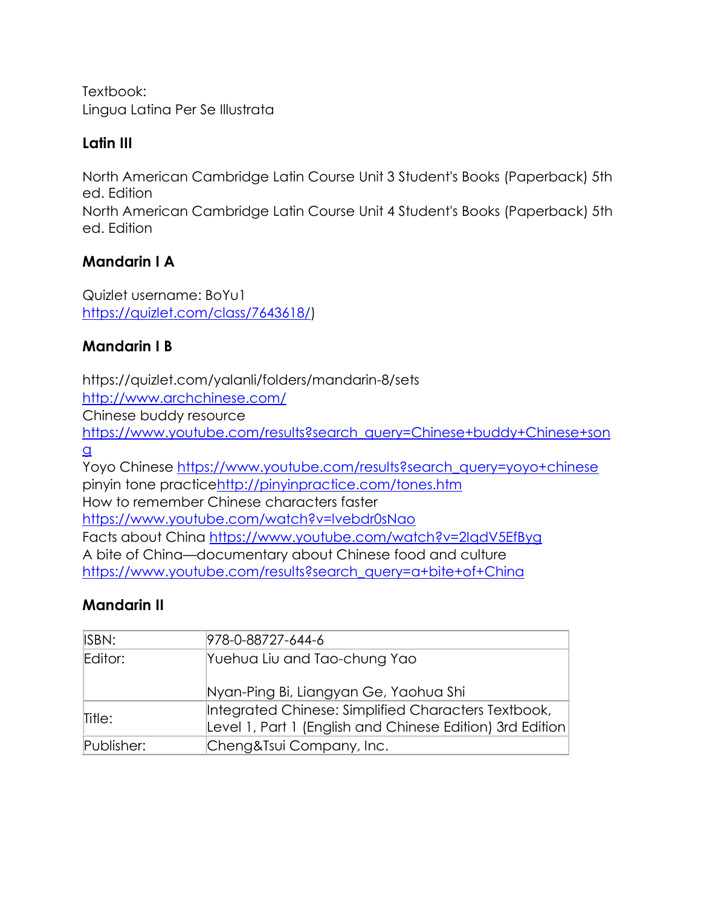Textbook:
Lingua Latina Per Se Illustrata

### Latin III

North American Cambridge Latin Course Unit 3 Student's Books (Paperback) 5th ed. Edition
North American Cambridge Latin Course Unit 4 Student's Books (Paperback) 5th ed. Edition

### Mandarin I A

Quizlet username: BoYu1
https://quizlet.com/class/7643618/)

### Mandarin I B

https://quizlet.com/yalanli/folders/mandarin-8/sets
http://www.archchinese.com/
Chinese buddy resource
https://www.youtube.com/results?search_query=Chinese+buddy+Chinese+song
Yoyo Chinese https://www.youtube.com/results?search_query=yoyo+chinese
pinyin tone practicehttp://pinyinpractice.com/tones.htm
How to remember Chinese characters faster
https://www.youtube.com/watch?v=lvebdr0sNao
Facts about China https://www.youtube.com/watch?v=2lqdV5EfByg
A bite of China—documentary about Chinese food and culture
https://www.youtube.com/results?search_query=a+bite+of+China

### Mandarin II

| ISBN: | 978-0-88727-644-6 |
|---|---|
| Editor: | Yuehua Liu and Tao-chung Yao<br><br>Nyan-Ping Bi, Liangyan Ge, Yaohua Shi |
| Title: | Integrated Chinese: Simplified Characters Textbook, Level 1, Part 1 (English and Chinese Edition) 3rd Edition |
| Publisher: | Cheng&Tsui Company, Inc. |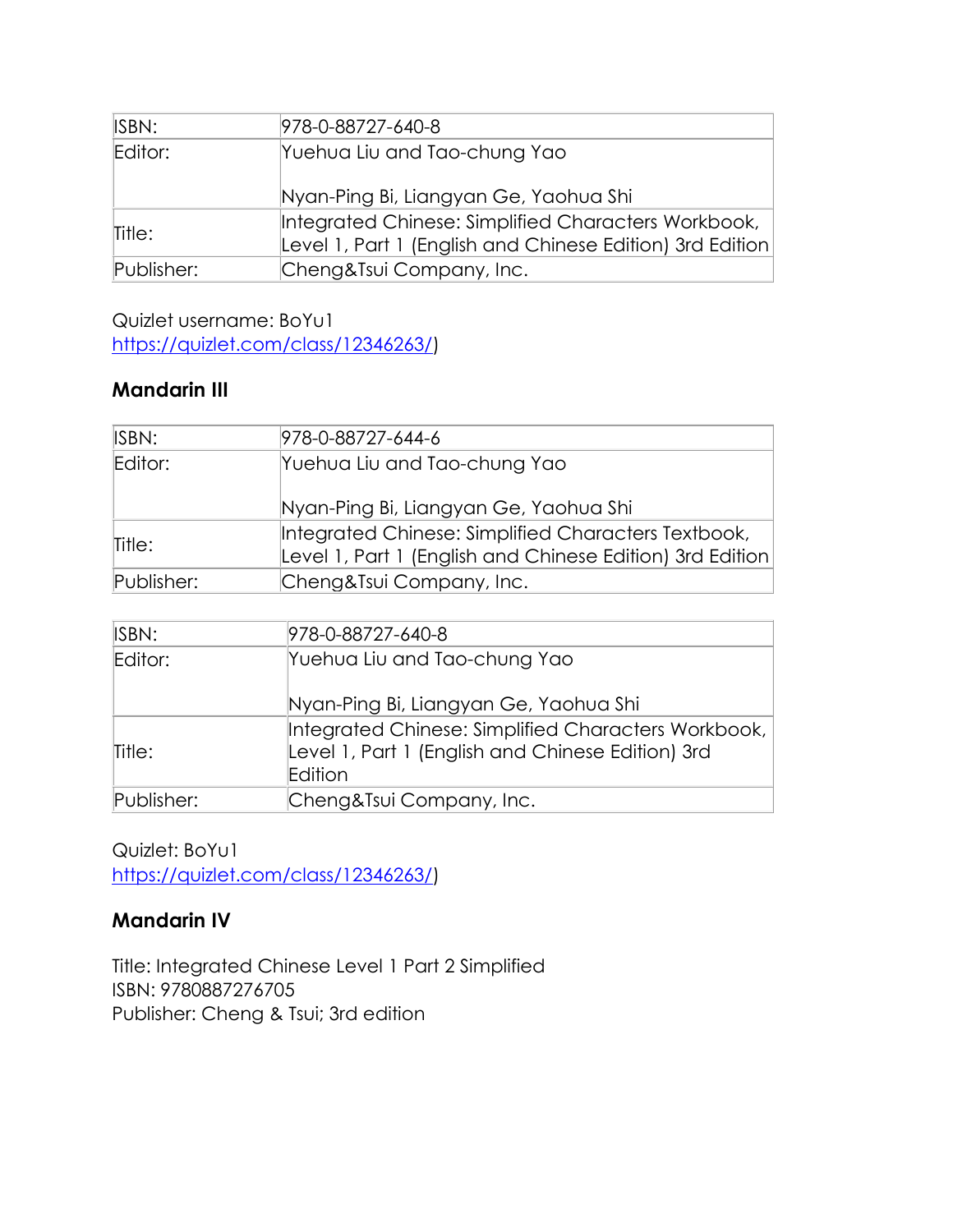| ISBN: | 978-0-88727-640-8 |
| --- | --- |
| Editor: | Yuehua Liu and Tao-chung Yao<br><br>Nyan-Ping Bi, Liangyan Ge, Yaohua Shi |
| Title: | Integrated Chinese: Simplified Characters Workbook, Level 1, Part 1 (English and Chinese Edition) 3rd Edition |
| Publisher: | Cheng&Tsui Company, Inc. |

Quizlet username: BoYu1
https://quizlet.com/class/12346263/)

## Mandarin III

| ISBN: | 978-0-88727-644-6 |
| --- | --- |
| Editor: | Yuehua Liu and Tao-chung Yao<br><br>Nyan-Ping Bi, Liangyan Ge, Yaohua Shi |
| Title: | Integrated Chinese: Simplified Characters Textbook, Level 1, Part 1 (English and Chinese Edition) 3rd Edition |
| Publisher: | Cheng&Tsui Company, Inc. |

| ISBN: | 978-0-88727-640-8 |
| --- | --- |
| Editor: | Yuehua Liu and Tao-chung Yao<br><br>Nyan-Ping Bi, Liangyan Ge, Yaohua Shi |
| Title: | Integrated Chinese: Simplified Characters Workbook, Level 1, Part 1 (English and Chinese Edition) 3rd Edition |
| Publisher: | Cheng&Tsui Company, Inc. |

Quizlet: BoYu1
https://quizlet.com/class/12346263/)

## Mandarin IV

Title: Integrated Chinese Level 1 Part 2 Simplified
ISBN: 9780887276705
Publisher: Cheng & Tsui; 3rd edition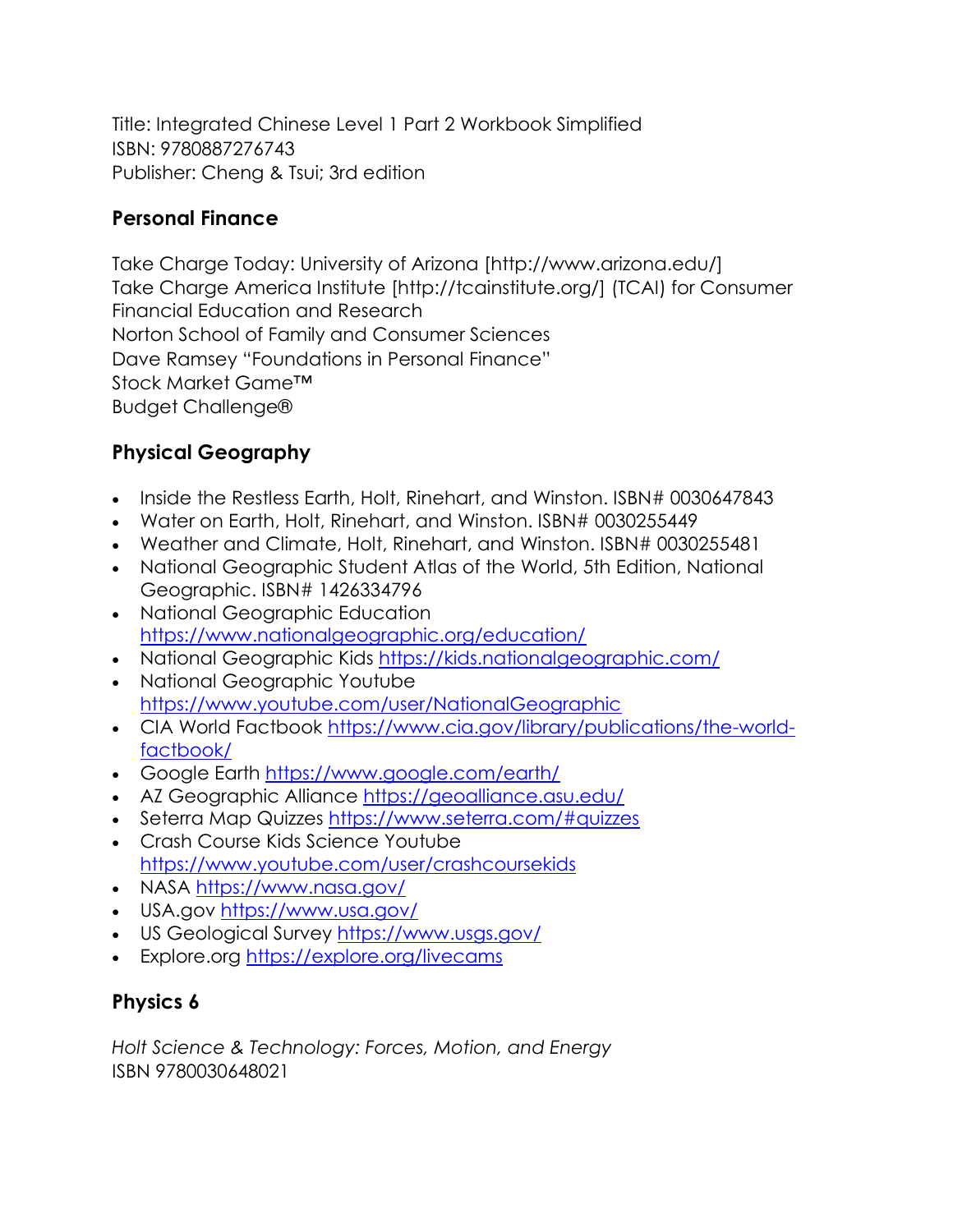Title: Integrated Chinese Level 1 Part 2 Workbook Simplified
ISBN: 9780887276743
Publisher: Cheng & Tsui; 3rd edition

## Personal Finance

Take Charge Today: University of Arizona [http://www.arizona.edu/]
Take Charge America Institute [http://tcainstitute.org/] (TCAI) for Consumer Financial Education and Research
Norton School of Family and Consumer Sciences
Dave Ramsey "Foundations in Personal Finance"
Stock Market Game™
Budget Challenge®

## Physical Geography

- Inside the Restless Earth, Holt, Rinehart, and Winston. ISBN# 0030647843
- Water on Earth, Holt, Rinehart, and Winston. ISBN# 0030255449
- Weather and Climate, Holt, Rinehart, and Winston. ISBN# 0030255481
- National Geographic Student Atlas of the World, 5th Edition, National Geographic. ISBN# 1426334796
- National Geographic Education https://www.nationalgeographic.org/education/
- National Geographic Kids https://kids.nationalgeographic.com/
- National Geographic Youtube https://www.youtube.com/user/NationalGeographic
- CIA World Factbook https://www.cia.gov/library/publications/the-world-factbook/
- Google Earth https://www.google.com/earth/
- AZ Geographic Alliance https://geoalliance.asu.edu/
- Seterra Map Quizzes https://www.seterra.com/#quizzes
- Crash Course Kids Science Youtube https://www.youtube.com/user/crashcoursekids
- NASA https://www.nasa.gov/
- USA.gov https://www.usa.gov/
- US Geological Survey https://www.usgs.gov/
- Explore.org https://explore.org/livecams

## Physics 6

*Holt Science & Technology: Forces, Motion, and Energy*
ISBN 9780030648021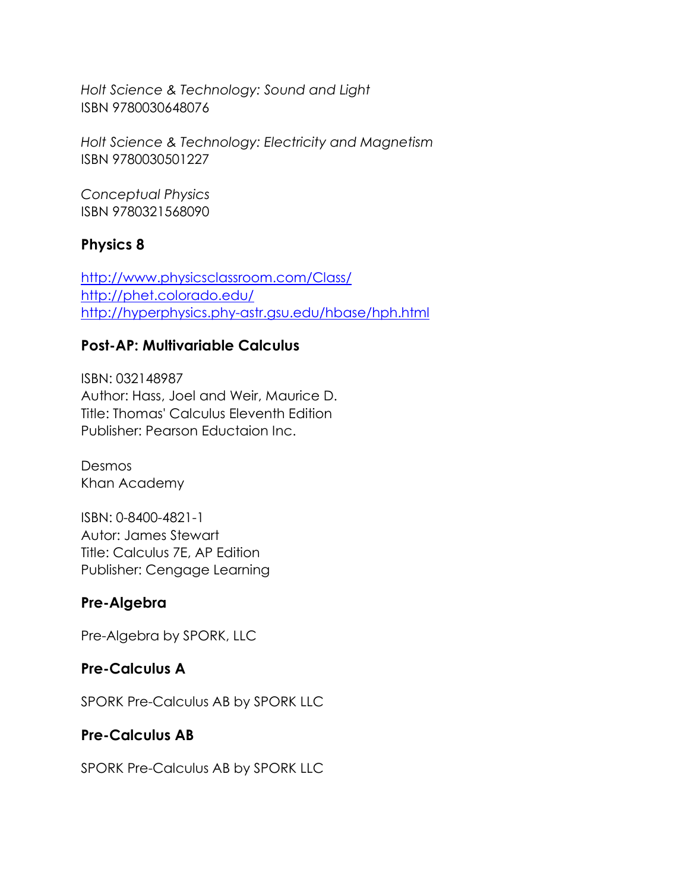*Holt Science & Technology: Sound and Light*
ISBN 9780030648076

*Holt Science & Technology: Electricity and Magnetism*
ISBN 9780030501227

*Conceptual Physics*
ISBN 9780321568090

### Physics 8

http://www.physicsclassroom.com/Class/
http://phet.colorado.edu/
http://hyperphysics.phy-astr.gsu.edu/hbase/hph.html

### Post-AP: Multivariable Calculus

ISBN: 032148987
Author: Hass, Joel and Weir, Maurice D.
Title: Thomas' Calculus Eleventh Edition
Publisher: Pearson Eductaion Inc.

Desmos
Khan Academy

ISBN: 0-8400-4821-1
Autor: James Stewart
Title: Calculus 7E, AP Edition
Publisher: Cengage Learning

### Pre-Algebra

Pre-Algebra by SPORK, LLC

### Pre-Calculus A

SPORK Pre-Calculus AB by SPORK LLC

### Pre-Calculus AB

SPORK Pre-Calculus AB by SPORK LLC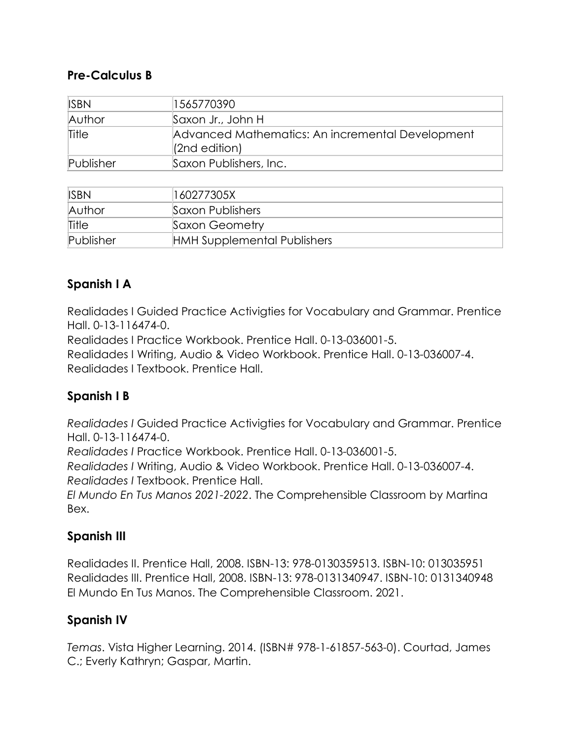## Pre-Calculus B

| ISBN | 1565770390 |
|---|---|
| Author | Saxon Jr., John H |
| Title | Advanced Mathematics: An incremental Development (2nd edition) |
| Publisher | Saxon Publishers, Inc. |

| ISBN | 160277305X |
|---|---|
| Author | Saxon Publishers |
| Title | Saxon Geometry |
| Publisher | HMH Supplemental Publishers |

## Spanish I A

Realidades I Guided Practice Activigties for Vocabulary and Grammar. Prentice Hall. 0-13-116474-0.
Realidades I Practice Workbook. Prentice Hall. 0-13-036001-5.
Realidades I Writing, Audio & Video Workbook. Prentice Hall. 0-13-036007-4.
Realidades I Textbook. Prentice Hall.

## Spanish I B

*Realidades I* Guided Practice Activigties for Vocabulary and Grammar. Prentice Hall. 0-13-116474-0.
*Realidades I* Practice Workbook. Prentice Hall. 0-13-036001-5.
*Realidades I* Writing, Audio & Video Workbook. Prentice Hall. 0-13-036007-4.
*Realidades I* Textbook. Prentice Hall.
*El Mundo En Tus Manos 2021-2022*. The Comprehensible Classroom by Martina Bex.

## Spanish III

Realidades II. Prentice Hall, 2008. ISBN-13: 978-0130359513. ISBN-10: 013035951
Realidades III. Prentice Hall, 2008. ISBN-13: 978-0131340947. ISBN-10: 0131340948
El Mundo En Tus Manos. The Comprehensible Classroom. 2021.

## Spanish IV

*Temas*. Vista Higher Learning. 2014. (ISBN# 978-1-61857-563-0). Courtad, James C.; Everly Kathryn; Gaspar, Martin.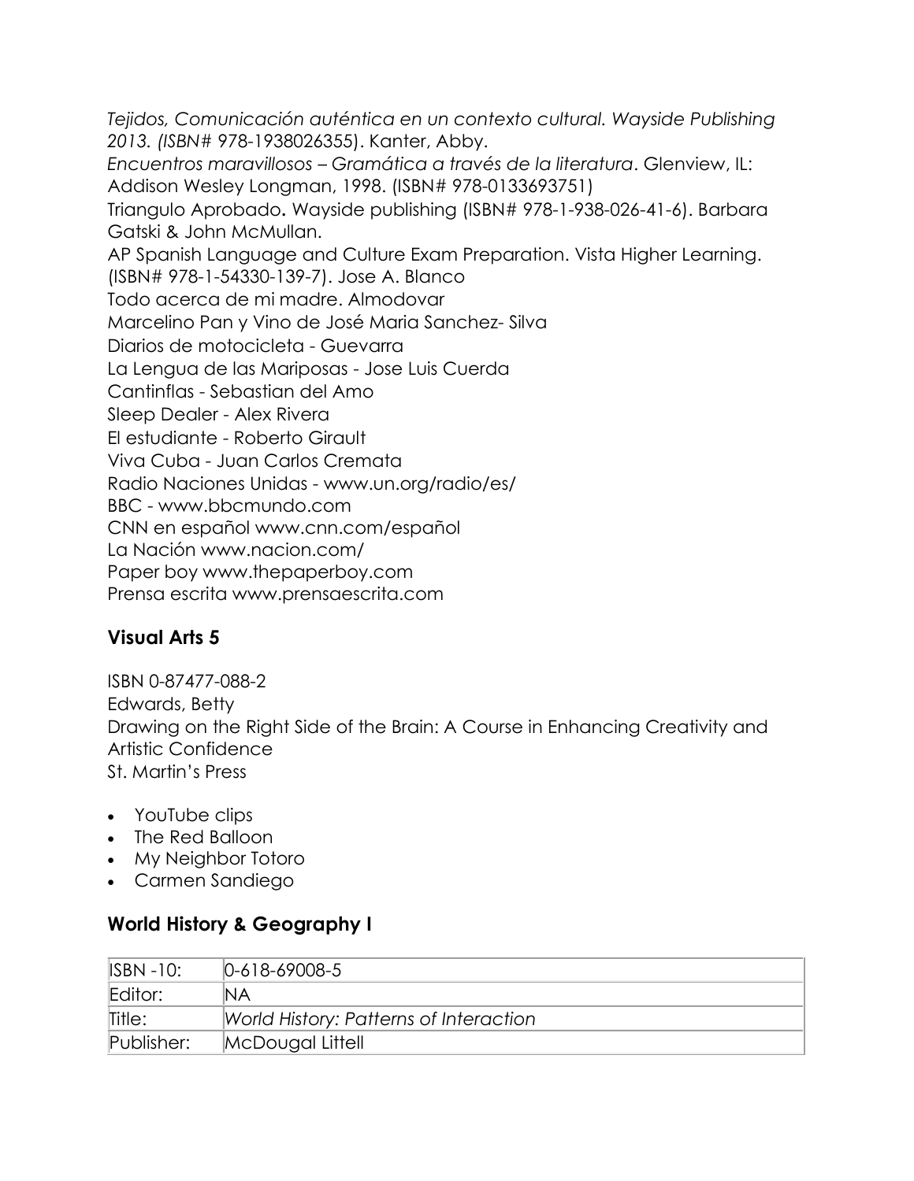*Tejidos, Comunicación auténtica en un contexto cultural. Wayside Publishing 2013. (ISBN#* 978-1938026355). Kanter, Abby.

*Encuentros maravillosos – Gramática a través de la literatura*. Glenview, IL: Addison Wesley Longman, 1998. (ISBN# 978-0133693751)

Triangulo Aprobado**.** Wayside publishing (ISBN# 978-1-938-026-41-6). Barbara Gatski & John McMullan.

AP Spanish Language and Culture Exam Preparation. Vista Higher Learning. (ISBN# 978-1-54330-139-7). Jose A. Blanco

Todo acerca de mi madre. Almodovar

Marcelino Pan y Vino de José Maria Sanchez- Silva

Diarios de motocicleta - Guevarra

La Lengua de las Mariposas - Jose Luis Cuerda

Cantinflas - Sebastian del Amo

Sleep Dealer - Alex Rivera

El estudiante - Roberto Girault

Viva Cuba - Juan Carlos Cremata

Radio Naciones Unidas - www.un.org/radio/es/

BBC - www.bbcmundo.com

CNN en español www.cnn.com/español

La Nación www.nacion.com/

Paper boy www.thepaperboy.com

Prensa escrita www.prensaescrita.com

## Visual Arts 5

ISBN 0-87477-088-2
Edwards, Betty
Drawing on the Right Side of the Brain: A Course in Enhancing Creativity and Artistic Confidence
St. Martin's Press

- YouTube clips
- The Red Balloon
- My Neighbor Totoro
- Carmen Sandiego

## World History & Geography I

| ISBN -10: | 0-618-69008-5 |
|---|---|
| Editor: | NA |
| Title: | *World History: Patterns of Interaction* |
| Publisher: | McDougal Littell |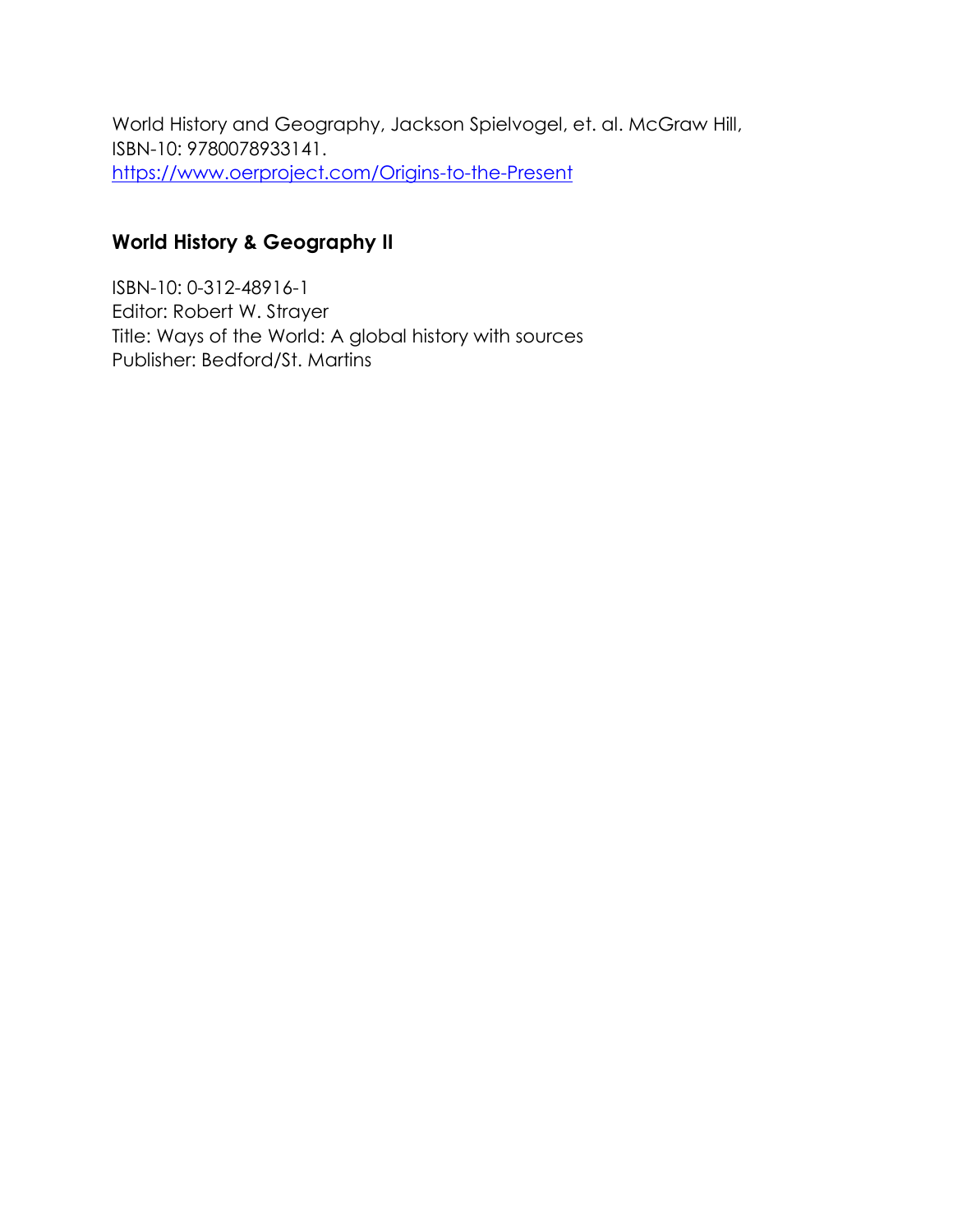World History and Geography, Jackson Spielvogel, et. al. McGraw Hill, ISBN-10: 9780078933141.
[https://www.oerproject.com/Origins-to-the-Present](https://www.oerproject.com/Origins-to-the-Present)

### World History & Geography II

ISBN-10: 0-312-48916-1
Editor: Robert W. Strayer
Title: Ways of the World: A global history with sources
Publisher: Bedford/St. Martins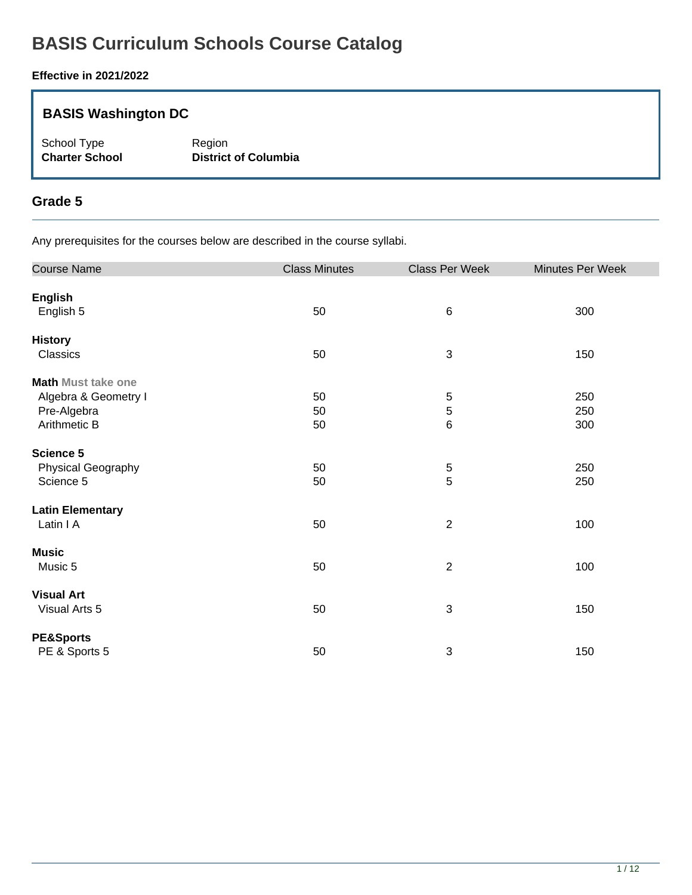# BASIS Curriculum Schools Course Catalog

**Effective in 2021/2022**

### BASIS Washington DC

| School Type | Region |
|---|---|
| **Charter School** | **District of Columbia** |

## Grade 5

Any prerequisites for the courses below are described in the course syllabi.

| Course Name | Class Minutes | Class Per Week | Minutes Per Week |
|---|---|---|---|
| **English** | | | |
| English 5 | 50 | 6 | 300 |
| **History** | | | |
| Classics | 50 | 3 | 150 |
| **Math** Must take one | | | |
| Algebra & Geometry I | 50 | 5 | 250 |
| Pre-Algebra | 50 | 5 | 250 |
| Arithmetic B | 50 | 6 | 300 |
| **Science 5** | | | |
| Physical Geography | 50 | 5 | 250 |
| Science 5 | 50 | 5 | 250 |
| **Latin Elementary** | | | |
| Latin I A | 50 | 2 | 100 |
| **Music** | | | |
| Music 5 | 50 | 2 | 100 |
| **Visual Art** | | | |
| Visual Arts 5 | 50 | 3 | 150 |
| **PE&Sports** | | | |
| PE & Sports 5 | 50 | 3 | 150 |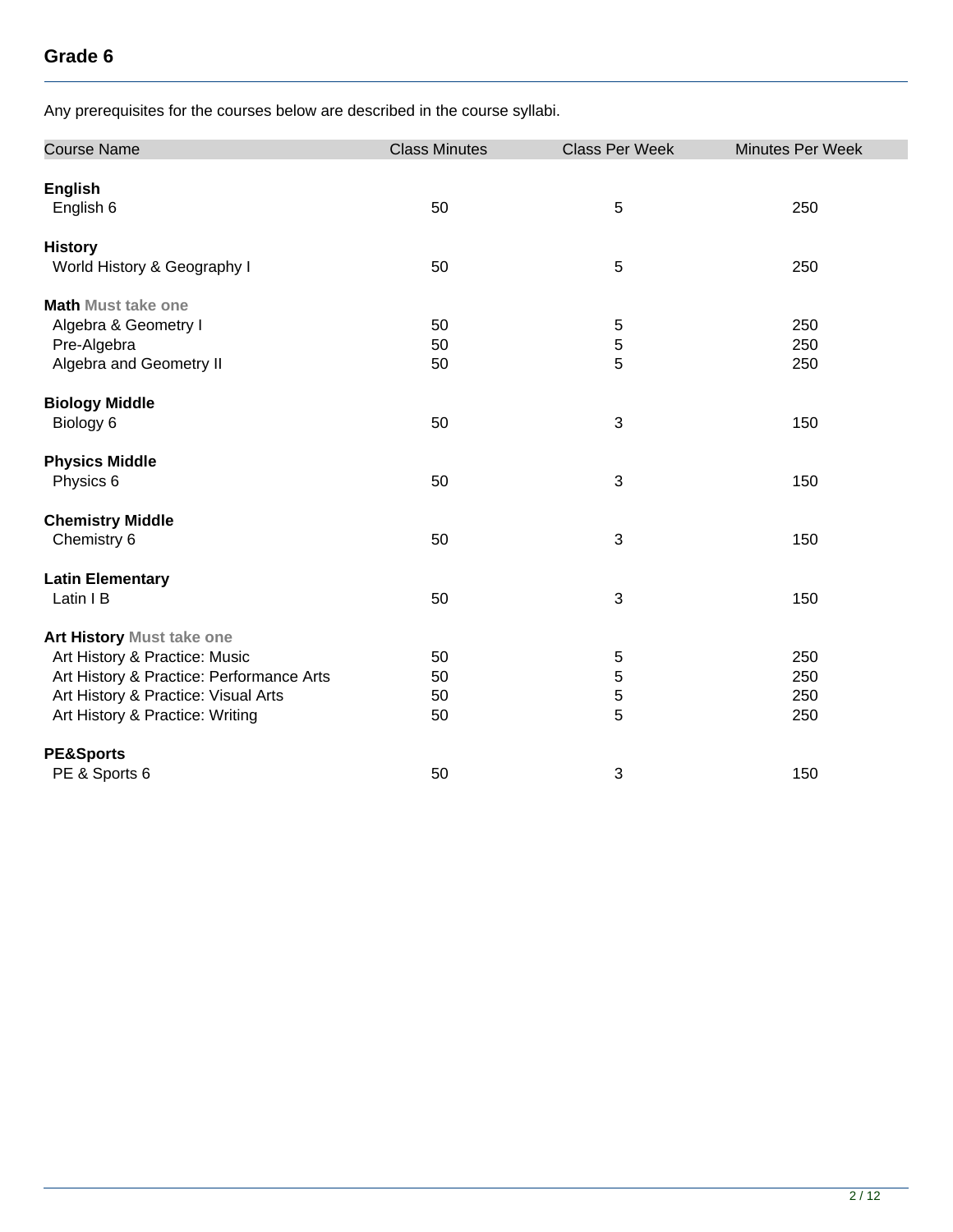## Grade 6

Any prerequisites for the courses below are described in the course syllabi.

| Course Name | Class Minutes | Class Per Week | Minutes Per Week |
|---|---|---|---|
| **English** | | | |
| English 6 | 50 | 5 | 250 |
| **History** | | | |
| World History & Geography I | 50 | 5 | 250 |
| **Math** Must take one | | | |
| Algebra & Geometry I | 50 | 5 | 250 |
| Pre-Algebra | 50 | 5 | 250 |
| Algebra and Geometry II | 50 | 5 | 250 |
| **Biology Middle** | | | |
| Biology 6 | 50 | 3 | 150 |
| **Physics Middle** | | | |
| Physics 6 | 50 | 3 | 150 |
| **Chemistry Middle** | | | |
| Chemistry 6 | 50 | 3 | 150 |
| **Latin Elementary** | | | |
| Latin I B | 50 | 3 | 150 |
| **Art History** Must take one | | | |
| Art History & Practice: Music | 50 | 5 | 250 |
| Art History & Practice: Performance Arts | 50 | 5 | 250 |
| Art History & Practice: Visual Arts | 50 | 5 | 250 |
| Art History & Practice: Writing | 50 | 5 | 250 |
| **PE&Sports** | | | |
| PE & Sports 6 | 50 | 3 | 150 |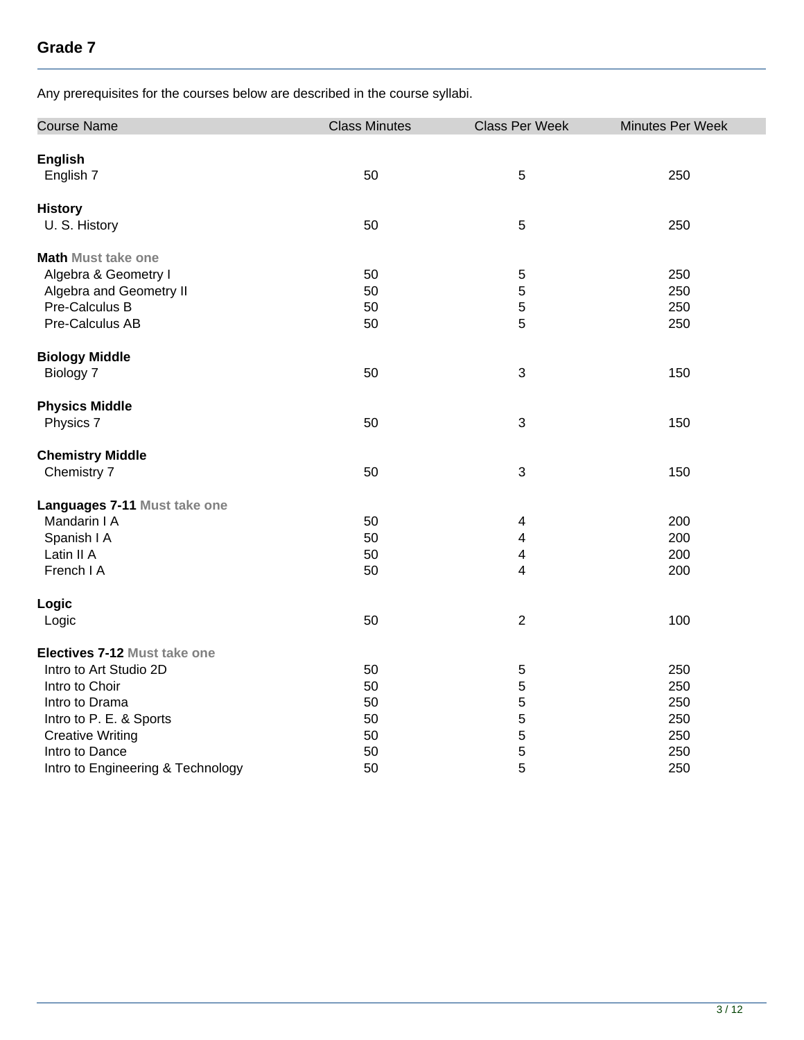## Grade 7

Any prerequisites for the courses below are described in the course syllabi.

| Course Name | Class Minutes | Class Per Week | Minutes Per Week |
| --- | --- | --- | --- |
| **English** | | | |
| English 7 | 50 | 5 | 250 |
| **History** | | | |
| U. S. History | 50 | 5 | 250 |
| **Math** Must take one | | | |
| Algebra & Geometry I | 50 | 5 | 250 |
| Algebra and Geometry II | 50 | 5 | 250 |
| Pre-Calculus B | 50 | 5 | 250 |
| Pre-Calculus AB | 50 | 5 | 250 |
| **Biology Middle** | | | |
| Biology 7 | 50 | 3 | 150 |
| **Physics Middle** | | | |
| Physics 7 | 50 | 3 | 150 |
| **Chemistry Middle** | | | |
| Chemistry 7 | 50 | 3 | 150 |
| **Languages 7-11** Must take one | | | |
| Mandarin I A | 50 | 4 | 200 |
| Spanish I A | 50 | 4 | 200 |
| Latin II A | 50 | 4 | 200 |
| French I A | 50 | 4 | 200 |
| **Logic** | | | |
| Logic | 50 | 2 | 100 |
| **Electives 7-12** Must take one | | | |
| Intro to Art Studio 2D | 50 | 5 | 250 |
| Intro to Choir | 50 | 5 | 250 |
| Intro to Drama | 50 | 5 | 250 |
| Intro to P. E. & Sports | 50 | 5 | 250 |
| Creative Writing | 50 | 5 | 250 |
| Intro to Dance | 50 | 5 | 250 |
| Intro to Engineering & Technology | 50 | 5 | 250 |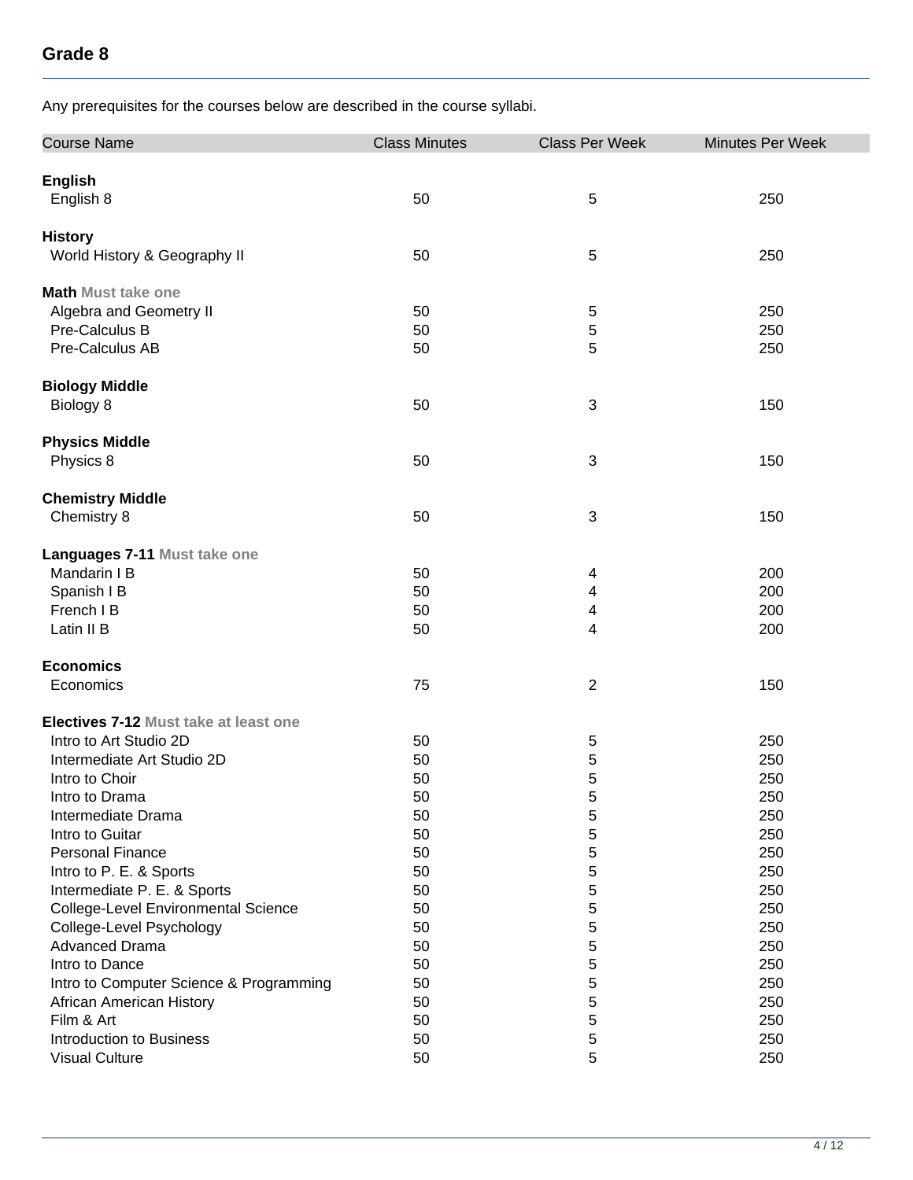## Grade 8

Any prerequisites for the courses below are described in the course syllabi.

| Course Name | Class Minutes | Class Per Week | Minutes Per Week |
|---|---|---|---|
| **English** | | | |
| English 8 | 50 | 5 | 250 |
| **History** | | | |
| World History & Geography II | 50 | 5 | 250 |
| **Math** Must take one | | | |
| Algebra and Geometry II | 50 | 5 | 250 |
| Pre-Calculus B | 50 | 5 | 250 |
| Pre-Calculus AB | 50 | 5 | 250 |
| **Biology Middle** | | | |
| Biology 8 | 50 | 3 | 150 |
| **Physics Middle** | | | |
| Physics 8 | 50 | 3 | 150 |
| **Chemistry Middle** | | | |
| Chemistry 8 | 50 | 3 | 150 |
| **Languages 7-11** Must take one | | | |
| Mandarin I B | 50 | 4 | 200 |
| Spanish I B | 50 | 4 | 200 |
| French I B | 50 | 4 | 200 |
| Latin II B | 50 | 4 | 200 |
| **Economics** | | | |
| Economics | 75 | 2 | 150 |
| **Electives 7-12** Must take at least one | | | |
| Intro to Art Studio 2D | 50 | 5 | 250 |
| Intermediate Art Studio 2D | 50 | 5 | 250 |
| Intro to Choir | 50 | 5 | 250 |
| Intro to Drama | 50 | 5 | 250 |
| Intermediate Drama | 50 | 5 | 250 |
| Intro to Guitar | 50 | 5 | 250 |
| Personal Finance | 50 | 5 | 250 |
| Intro to P. E. & Sports | 50 | 5 | 250 |
| Intermediate P. E. & Sports | 50 | 5 | 250 |
| College-Level Environmental Science | 50 | 5 | 250 |
| College-Level Psychology | 50 | 5 | 250 |
| Advanced Drama | 50 | 5 | 250 |
| Intro to Dance | 50 | 5 | 250 |
| Intro to Computer Science & Programming | 50 | 5 | 250 |
| African American History | 50 | 5 | 250 |
| Film & Art | 50 | 5 | 250 |
| Introduction to Business | 50 | 5 | 250 |
| Visual Culture | 50 | 5 | 250 |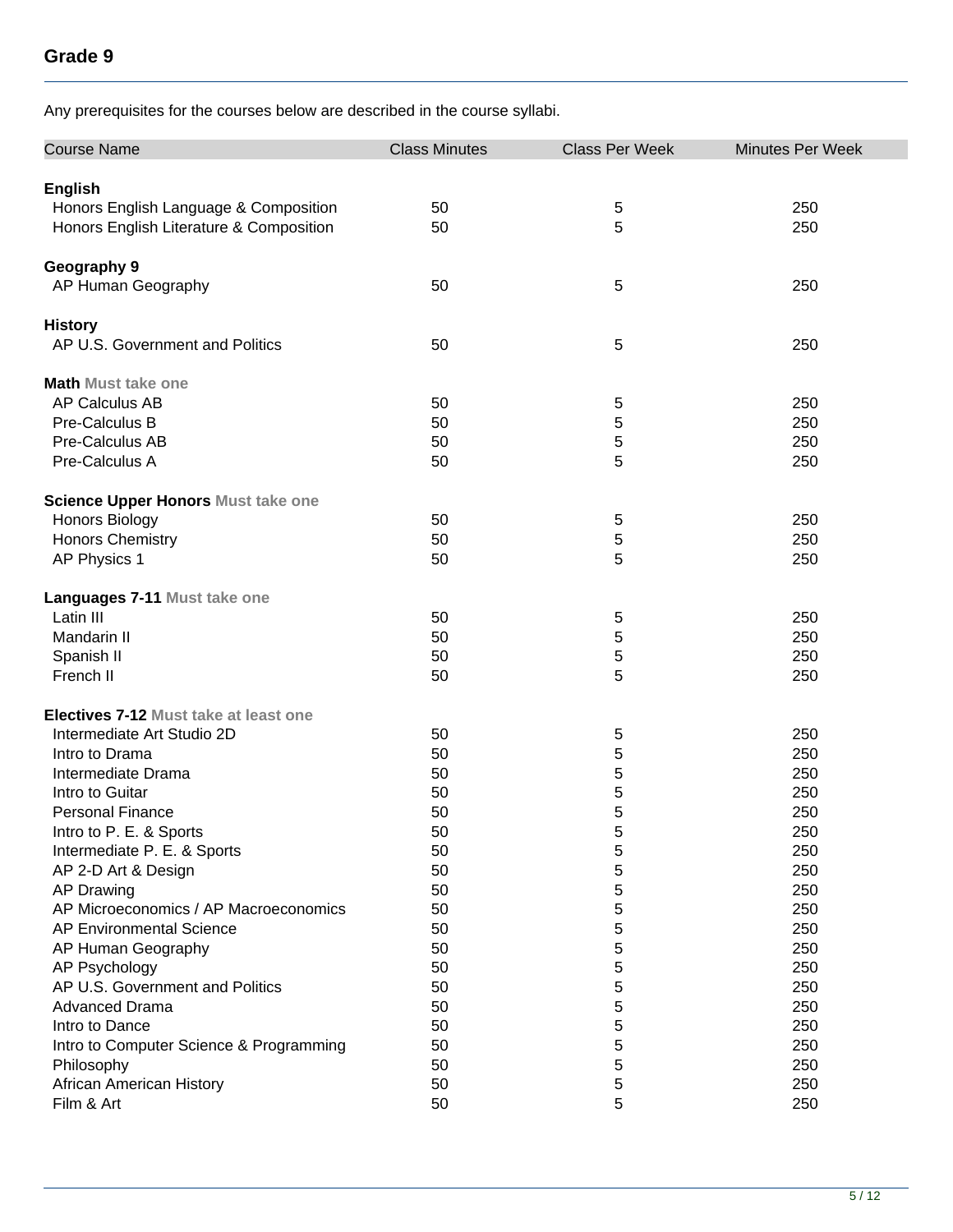## Grade 9

Any prerequisites for the courses below are described in the course syllabi.

| Course Name | Class Minutes | Class Per Week | Minutes Per Week |
|---|---|---|---|
| **English** | | | |
| Honors English Language & Composition | 50 | 5 | 250 |
| Honors English Literature & Composition | 50 | 5 | 250 |
| **Geography 9** | | | |
| AP Human Geography | 50 | 5 | 250 |
| **History** | | | |
| AP U.S. Government and Politics | 50 | 5 | 250 |
| **Math** Must take one | | | |
| AP Calculus AB | 50 | 5 | 250 |
| Pre-Calculus B | 50 | 5 | 250 |
| Pre-Calculus AB | 50 | 5 | 250 |
| Pre-Calculus A | 50 | 5 | 250 |
| **Science Upper Honors** Must take one | | | |
| Honors Biology | 50 | 5 | 250 |
| Honors Chemistry | 50 | 5 | 250 |
| AP Physics 1 | 50 | 5 | 250 |
| **Languages 7-11** Must take one | | | |
| Latin III | 50 | 5 | 250 |
| Mandarin II | 50 | 5 | 250 |
| Spanish II | 50 | 5 | 250 |
| French II | 50 | 5 | 250 |
| **Electives 7-12** Must take at least one | | | |
| Intermediate Art Studio 2D | 50 | 5 | 250 |
| Intro to Drama | 50 | 5 | 250 |
| Intermediate Drama | 50 | 5 | 250 |
| Intro to Guitar | 50 | 5 | 250 |
| Personal Finance | 50 | 5 | 250 |
| Intro to P. E. & Sports | 50 | 5 | 250 |
| Intermediate P. E. & Sports | 50 | 5 | 250 |
| AP 2-D Art & Design | 50 | 5 | 250 |
| AP Drawing | 50 | 5 | 250 |
| AP Microeconomics / AP Macroeconomics | 50 | 5 | 250 |
| AP Environmental Science | 50 | 5 | 250 |
| AP Human Geography | 50 | 5 | 250 |
| AP Psychology | 50 | 5 | 250 |
| AP U.S. Government and Politics | 50 | 5 | 250 |
| Advanced Drama | 50 | 5 | 250 |
| Intro to Dance | 50 | 5 | 250 |
| Intro to Computer Science & Programming | 50 | 5 | 250 |
| Philosophy | 50 | 5 | 250 |
| African American History | 50 | 5 | 250 |
| Film & Art | 50 | 5 | 250 |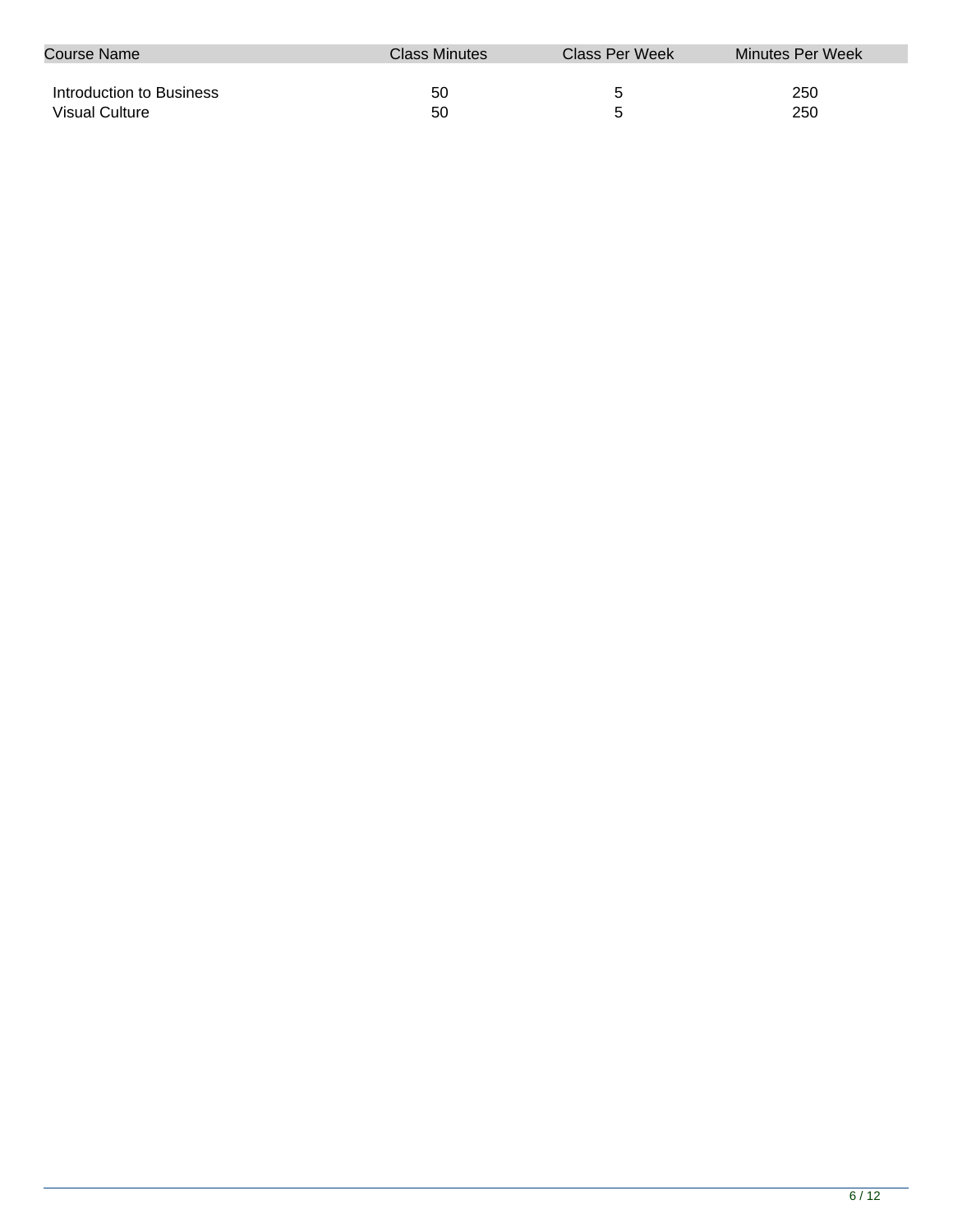| Course Name | Class Minutes | Class Per Week | Minutes Per Week |
|---|---|---|---|
| Introduction to Business | 50 | 5 | 250 |
| Visual Culture | 50 | 5 | 250 |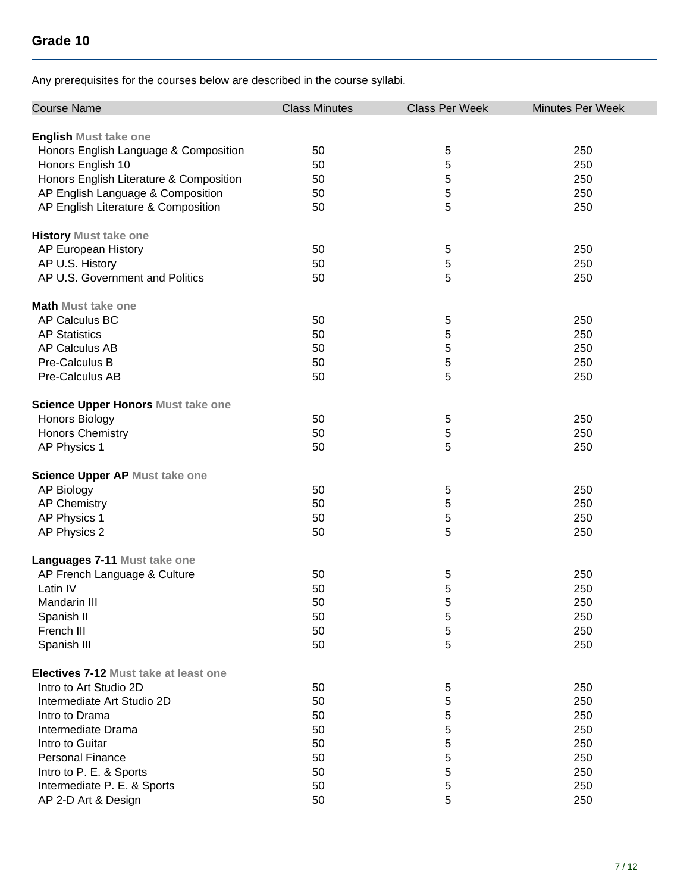## Grade 10

Any prerequisites for the courses below are described in the course syllabi.

| Course Name | Class Minutes | Class Per Week | Minutes Per Week |
|---|---|---|---|
| **English** Must take one | | | |
| Honors English Language & Composition | 50 | 5 | 250 |
| Honors English 10 | 50 | 5 | 250 |
| Honors English Literature & Composition | 50 | 5 | 250 |
| AP English Language & Composition | 50 | 5 | 250 |
| AP English Literature & Composition | 50 | 5 | 250 |
| **History** Must take one | | | |
| AP European History | 50 | 5 | 250 |
| AP U.S. History | 50 | 5 | 250 |
| AP U.S. Government and Politics | 50 | 5 | 250 |
| **Math** Must take one | | | |
| AP Calculus BC | 50 | 5 | 250 |
| AP Statistics | 50 | 5 | 250 |
| AP Calculus AB | 50 | 5 | 250 |
| Pre-Calculus B | 50 | 5 | 250 |
| Pre-Calculus AB | 50 | 5 | 250 |
| **Science Upper Honors** Must take one | | | |
| Honors Biology | 50 | 5 | 250 |
| Honors Chemistry | 50 | 5 | 250 |
| AP Physics 1 | 50 | 5 | 250 |
| **Science Upper AP** Must take one | | | |
| AP Biology | 50 | 5 | 250 |
| AP Chemistry | 50 | 5 | 250 |
| AP Physics 1 | 50 | 5 | 250 |
| AP Physics 2 | 50 | 5 | 250 |
| **Languages 7-11** Must take one | | | |
| AP French Language & Culture | 50 | 5 | 250 |
| Latin IV | 50 | 5 | 250 |
| Mandarin III | 50 | 5 | 250 |
| Spanish II | 50 | 5 | 250 |
| French III | 50 | 5 | 250 |
| Spanish III | 50 | 5 | 250 |
| **Electives 7-12** Must take at least one | | | |
| Intro to Art Studio 2D | 50 | 5 | 250 |
| Intermediate Art Studio 2D | 50 | 5 | 250 |
| Intro to Drama | 50 | 5 | 250 |
| Intermediate Drama | 50 | 5 | 250 |
| Intro to Guitar | 50 | 5 | 250 |
| Personal Finance | 50 | 5 | 250 |
| Intro to P. E. & Sports | 50 | 5 | 250 |
| Intermediate P. E. & Sports | 50 | 5 | 250 |
| AP 2-D Art & Design | 50 | 5 | 250 |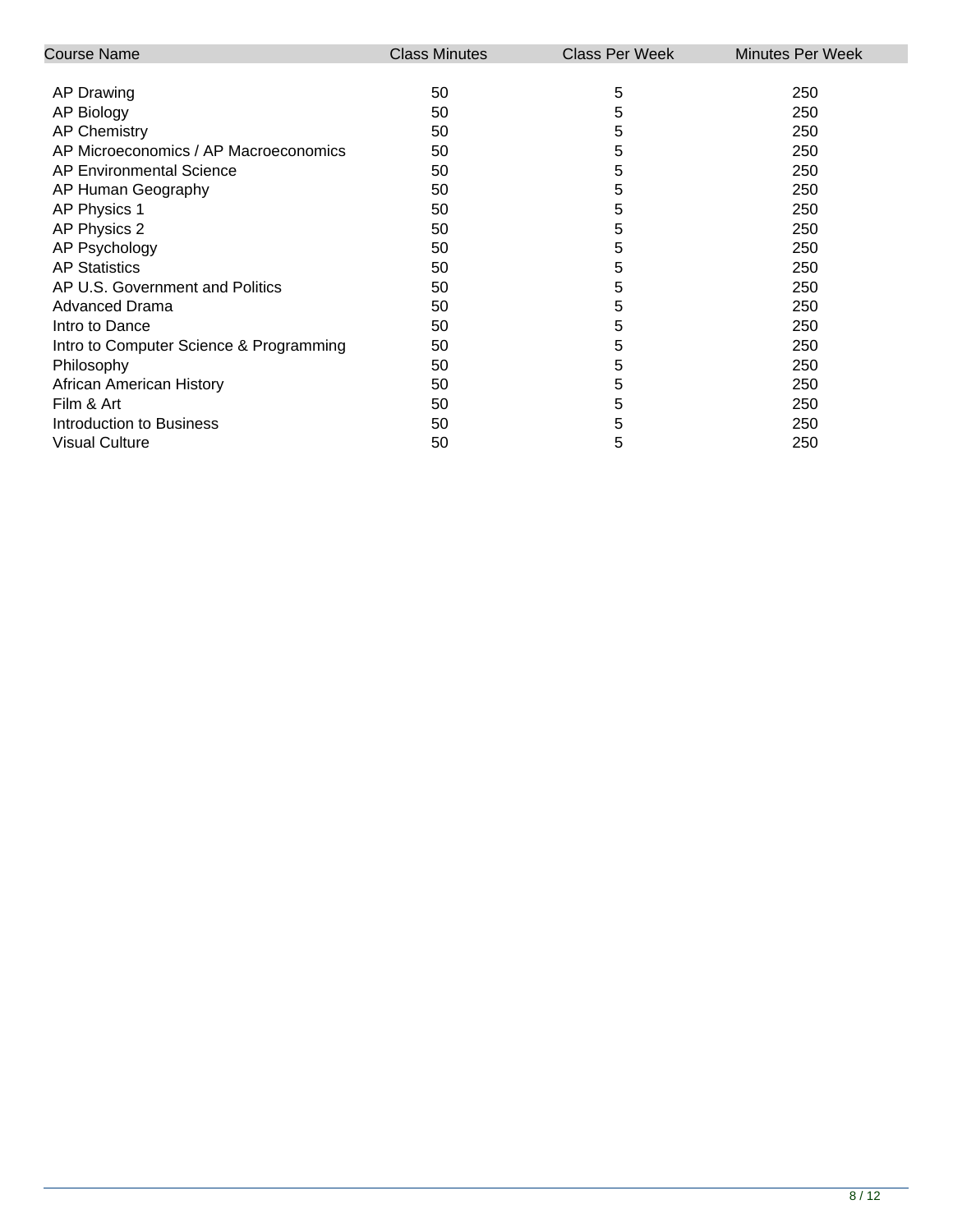| Course Name | Class Minutes | Class Per Week | Minutes Per Week |
|---|---|---|---|
| AP Drawing | 50 | 5 | 250 |
| AP Biology | 50 | 5 | 250 |
| AP Chemistry | 50 | 5 | 250 |
| AP Microeconomics / AP Macroeconomics | 50 | 5 | 250 |
| AP Environmental Science | 50 | 5 | 250 |
| AP Human Geography | 50 | 5 | 250 |
| AP Physics 1 | 50 | 5 | 250 |
| AP Physics 2 | 50 | 5 | 250 |
| AP Psychology | 50 | 5 | 250 |
| AP Statistics | 50 | 5 | 250 |
| AP U.S. Government and Politics | 50 | 5 | 250 |
| Advanced Drama | 50 | 5 | 250 |
| Intro to Dance | 50 | 5 | 250 |
| Intro to Computer Science & Programming | 50 | 5 | 250 |
| Philosophy | 50 | 5 | 250 |
| African American History | 50 | 5 | 250 |
| Film & Art | 50 | 5 | 250 |
| Introduction to Business | 50 | 5 | 250 |
| Visual Culture | 50 | 5 | 250 |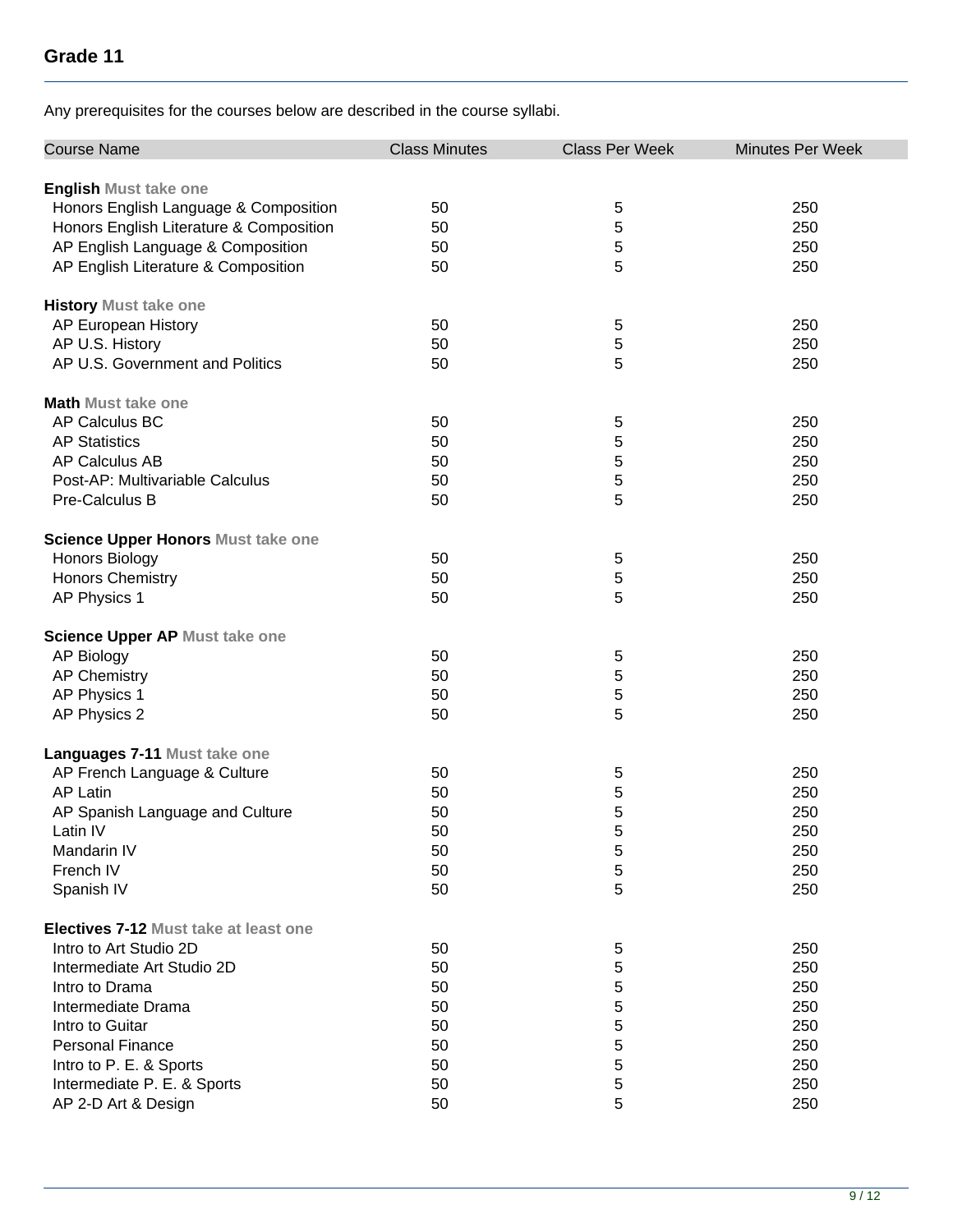## Grade 11

Any prerequisites for the courses below are described in the course syllabi.

| Course Name | Class Minutes | Class Per Week | Minutes Per Week |
|---|---|---|---|
| **English** Must take one | | | |
| Honors English Language & Composition | 50 | 5 | 250 |
| Honors English Literature & Composition | 50 | 5 | 250 |
| AP English Language & Composition | 50 | 5 | 250 |
| AP English Literature & Composition | 50 | 5 | 250 |
| **History** Must take one | | | |
| AP European History | 50 | 5 | 250 |
| AP U.S. History | 50 | 5 | 250 |
| AP U.S. Government and Politics | 50 | 5 | 250 |
| **Math** Must take one | | | |
| AP Calculus BC | 50 | 5 | 250 |
| AP Statistics | 50 | 5 | 250 |
| AP Calculus AB | 50 | 5 | 250 |
| Post-AP: Multivariable Calculus | 50 | 5 | 250 |
| Pre-Calculus B | 50 | 5 | 250 |
| **Science Upper Honors** Must take one | | | |
| Honors Biology | 50 | 5 | 250 |
| Honors Chemistry | 50 | 5 | 250 |
| AP Physics 1 | 50 | 5 | 250 |
| **Science Upper AP** Must take one | | | |
| AP Biology | 50 | 5 | 250 |
| AP Chemistry | 50 | 5 | 250 |
| AP Physics 1 | 50 | 5 | 250 |
| AP Physics 2 | 50 | 5 | 250 |
| **Languages 7-11** Must take one | | | |
| AP French Language & Culture | 50 | 5 | 250 |
| AP Latin | 50 | 5 | 250 |
| AP Spanish Language and Culture | 50 | 5 | 250 |
| Latin IV | 50 | 5 | 250 |
| Mandarin IV | 50 | 5 | 250 |
| French IV | 50 | 5 | 250 |
| Spanish IV | 50 | 5 | 250 |
| **Electives 7-12** Must take at least one | | | |
| Intro to Art Studio 2D | 50 | 5 | 250 |
| Intermediate Art Studio 2D | 50 | 5 | 250 |
| Intro to Drama | 50 | 5 | 250 |
| Intermediate Drama | 50 | 5 | 250 |
| Intro to Guitar | 50 | 5 | 250 |
| Personal Finance | 50 | 5 | 250 |
| Intro to P. E. & Sports | 50 | 5 | 250 |
| Intermediate P. E. & Sports | 50 | 5 | 250 |
| AP 2-D Art & Design | 50 | 5 | 250 |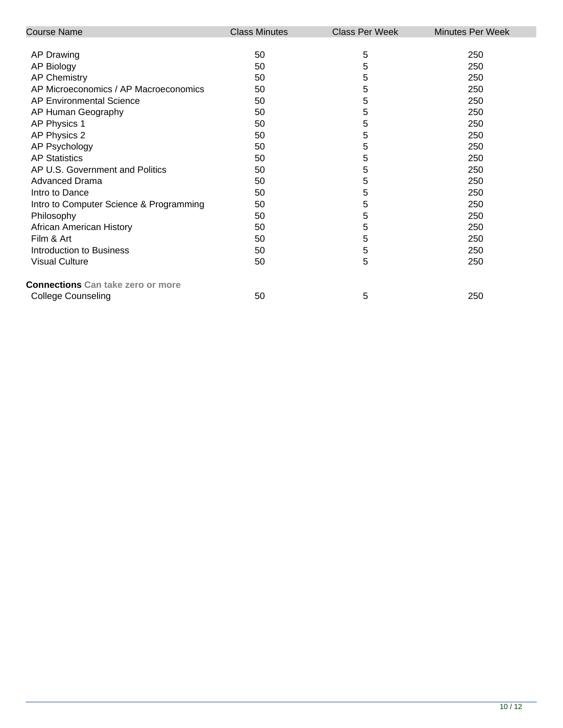| Course Name | Class Minutes | Class Per Week | Minutes Per Week |
| --- | --- | --- | --- |
| AP Drawing | 50 | 5 | 250 |
| AP Biology | 50 | 5 | 250 |
| AP Chemistry | 50 | 5 | 250 |
| AP Microeconomics / AP Macroeconomics | 50 | 5 | 250 |
| AP Environmental Science | 50 | 5 | 250 |
| AP Human Geography | 50 | 5 | 250 |
| AP Physics 1 | 50 | 5 | 250 |
| AP Physics 2 | 50 | 5 | 250 |
| AP Psychology | 50 | 5 | 250 |
| AP Statistics | 50 | 5 | 250 |
| AP U.S. Government and Politics | 50 | 5 | 250 |
| Advanced Drama | 50 | 5 | 250 |
| Intro to Dance | 50 | 5 | 250 |
| Intro to Computer Science & Programming | 50 | 5 | 250 |
| Philosophy | 50 | 5 | 250 |
| African American History | 50 | 5 | 250 |
| Film & Art | 50 | 5 | 250 |
| Introduction to Business | 50 | 5 | 250 |
| Visual Culture | 50 | 5 | 250 |
| **Connections** Can take zero or more | | | |
| College Counseling | 50 | 5 | 250 |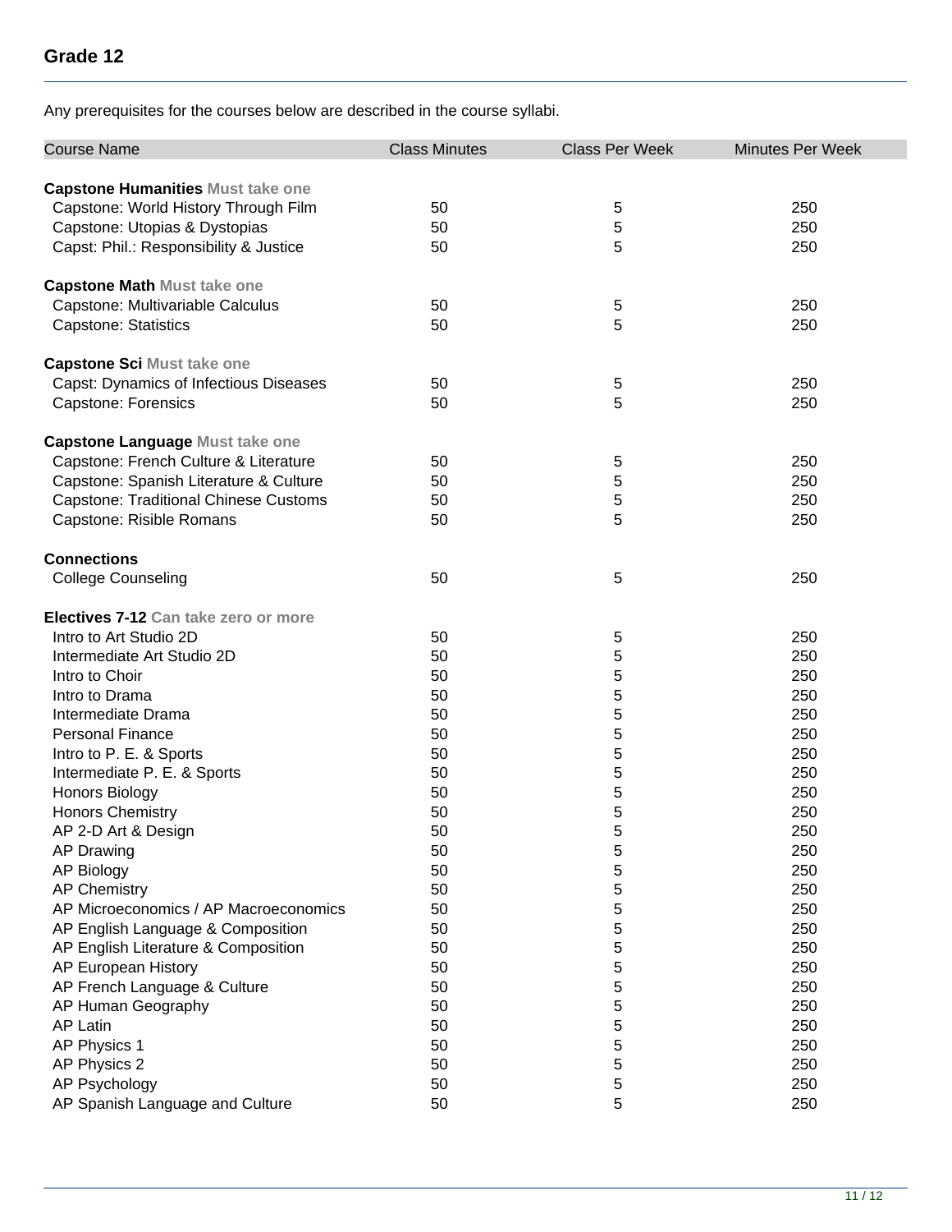## Grade 12

Any prerequisites for the courses below are described in the course syllabi.

| Course Name | Class Minutes | Class Per Week | Minutes Per Week |
|---|---|---|---|
| **Capstone Humanities** Must take one | | | |
| Capstone: World History Through Film | 50 | 5 | 250 |
| Capstone: Utopias & Dystopias | 50 | 5 | 250 |
| Capst: Phil.: Responsibility & Justice | 50 | 5 | 250 |
| **Capstone Math** Must take one | | | |
| Capstone: Multivariable Calculus | 50 | 5 | 250 |
| Capstone: Statistics | 50 | 5 | 250 |
| **Capstone Sci** Must take one | | | |
| Capst: Dynamics of Infectious Diseases | 50 | 5 | 250 |
| Capstone: Forensics | 50 | 5 | 250 |
| **Capstone Language** Must take one | | | |
| Capstone: French Culture & Literature | 50 | 5 | 250 |
| Capstone: Spanish Literature & Culture | 50 | 5 | 250 |
| Capstone: Traditional Chinese Customs | 50 | 5 | 250 |
| Capstone: Risible Romans | 50 | 5 | 250 |
| **Connections** | | | |
| College Counseling | 50 | 5 | 250 |
| **Electives 7-12** Can take zero or more | | | |
| Intro to Art Studio 2D | 50 | 5 | 250 |
| Intermediate Art Studio 2D | 50 | 5 | 250 |
| Intro to Choir | 50 | 5 | 250 |
| Intro to Drama | 50 | 5 | 250 |
| Intermediate Drama | 50 | 5 | 250 |
| Personal Finance | 50 | 5 | 250 |
| Intro to P. E. & Sports | 50 | 5 | 250 |
| Intermediate P. E. & Sports | 50 | 5 | 250 |
| Honors Biology | 50 | 5 | 250 |
| Honors Chemistry | 50 | 5 | 250 |
| AP 2-D Art & Design | 50 | 5 | 250 |
| AP Drawing | 50 | 5 | 250 |
| AP Biology | 50 | 5 | 250 |
| AP Chemistry | 50 | 5 | 250 |
| AP Microeconomics / AP Macroeconomics | 50 | 5 | 250 |
| AP English Language & Composition | 50 | 5 | 250 |
| AP English Literature & Composition | 50 | 5 | 250 |
| AP European History | 50 | 5 | 250 |
| AP French Language & Culture | 50 | 5 | 250 |
| AP Human Geography | 50 | 5 | 250 |
| AP Latin | 50 | 5 | 250 |
| AP Physics 1 | 50 | 5 | 250 |
| AP Physics 2 | 50 | 5 | 250 |
| AP Psychology | 50 | 5 | 250 |
| AP Spanish Language and Culture | 50 | 5 | 250 |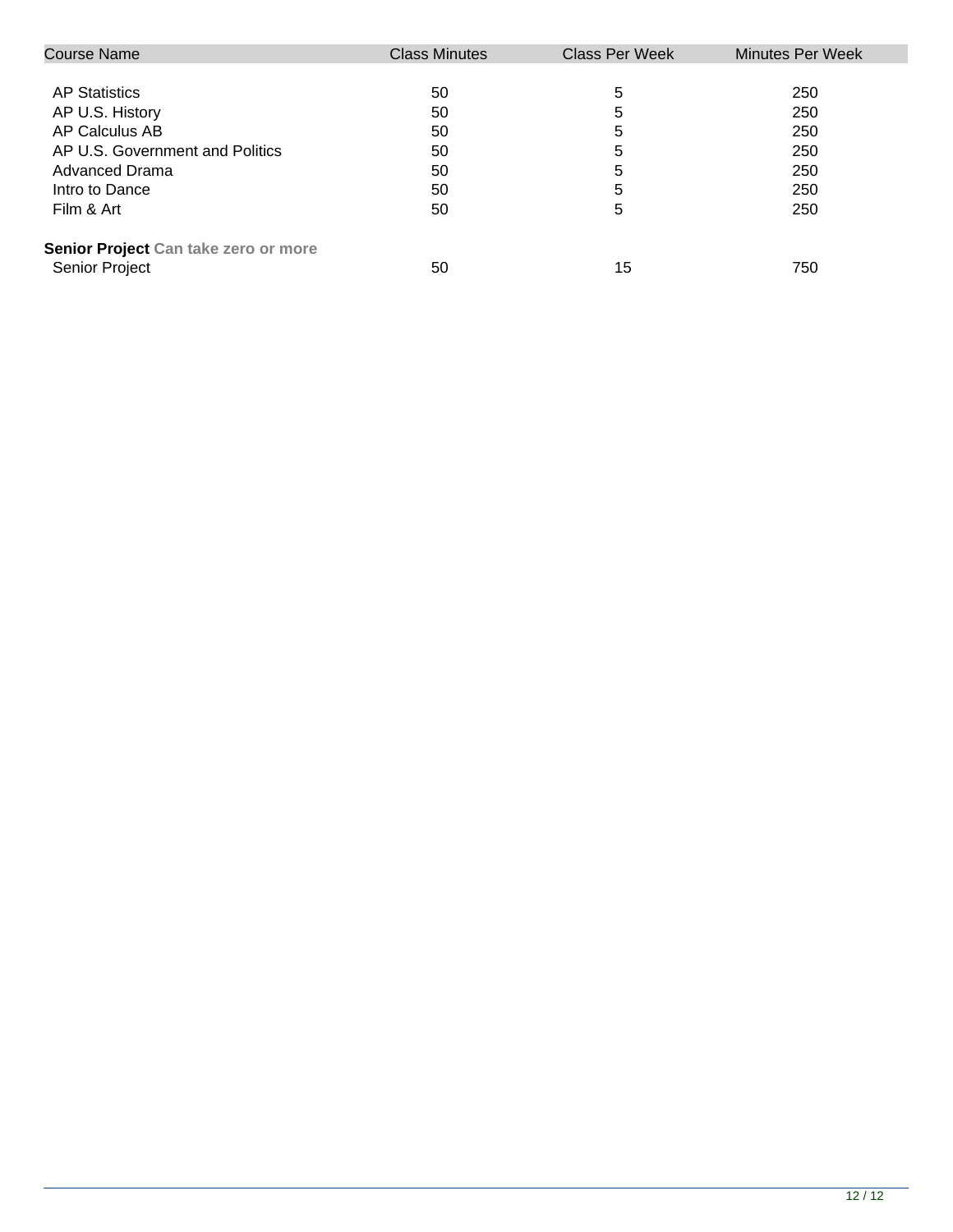| Course Name | Class Minutes | Class Per Week | Minutes Per Week |
|---|---|---|---|
| AP Statistics | 50 | 5 | 250 |
| AP U.S. History | 50 | 5 | 250 |
| AP Calculus AB | 50 | 5 | 250 |
| AP U.S. Government and Politics | 50 | 5 | 250 |
| Advanced Drama | 50 | 5 | 250 |
| Intro to Dance | 50 | 5 | 250 |
| Film & Art | 50 | 5 | 250 |
| **Senior Project** Can take zero or more | | | |
| Senior Project | 50 | 15 | 750 |